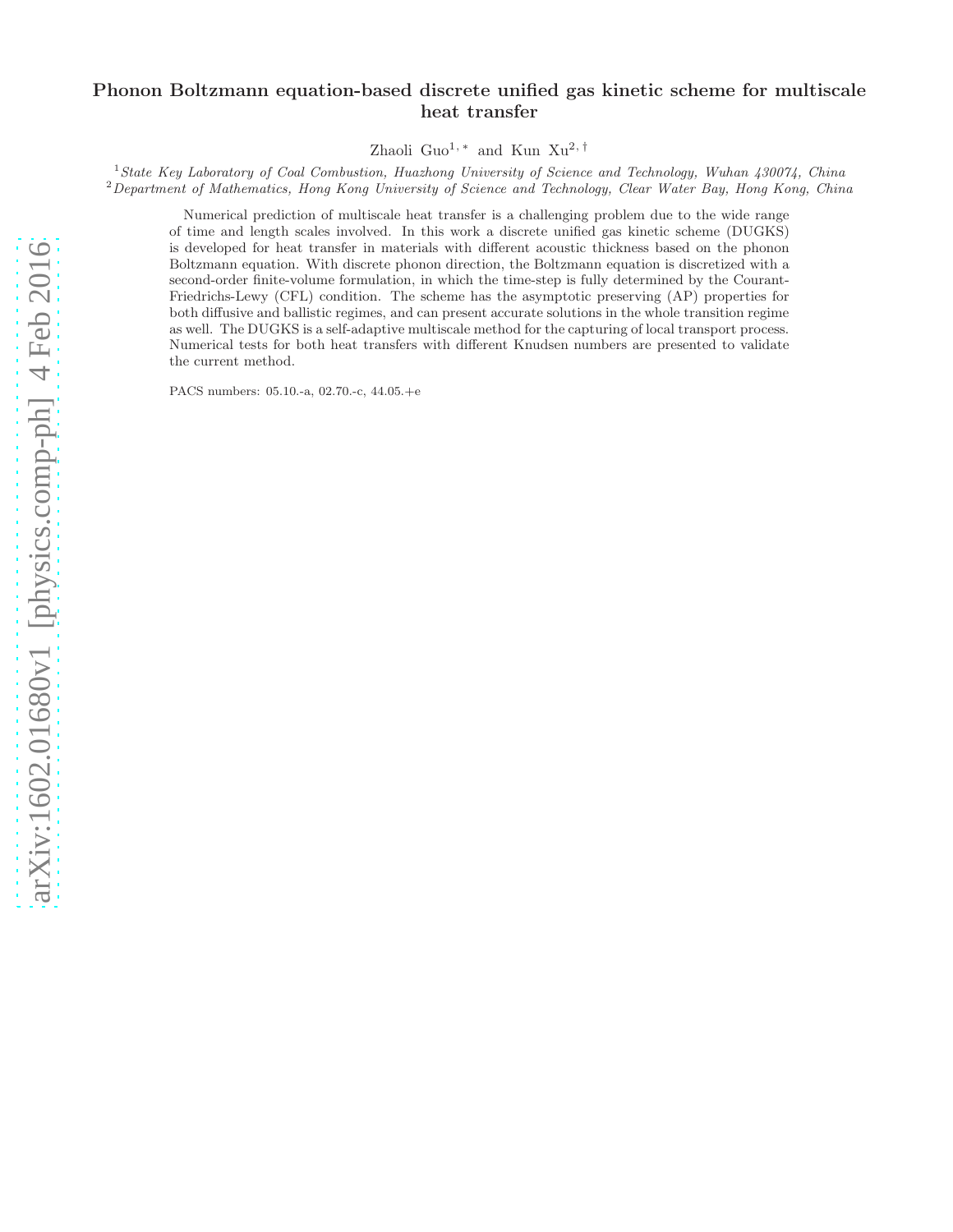# Phonon Boltzmann equation-based discrete unified gas kinetic scheme for multiscale heat transfer

Zhaoli Guo[1,*] and Kun Xu[2,†]

[1] *State Key Laboratory of Coal Combustion, Huazhong University of Science and Technology, Wuhan 430074, China*
[2] *Department of Mathematics, Hong Kong University of Science and Technology, Clear Water Bay, Hong Kong, China*

Numerical prediction of multiscale heat transfer is a challenging problem due to the wide range of time and length scales involved. In this work a discrete unified gas kinetic scheme (DUGKS) is developed for heat transfer in materials with different acoustic thickness based on the phonon Boltzmann equation. With discrete phonon direction, the Boltzmann equation is discretized with a second-order finite-volume formulation, in which the time-step is fully determined by the Courant-Friedrichs-Lewy (CFL) condition. The scheme has the asymptotic preserving (AP) properties for both diffusive and ballistic regimes, and can present accurate solutions in the whole transition regime as well. The DUGKS is a self-adaptive multiscale method for the capturing of local transport process. Numerical tests for both heat transfers with different Knudsen numbers are presented to validate the current method.

PACS numbers: 05.10.-a, 02.70.-c, 44.05.+e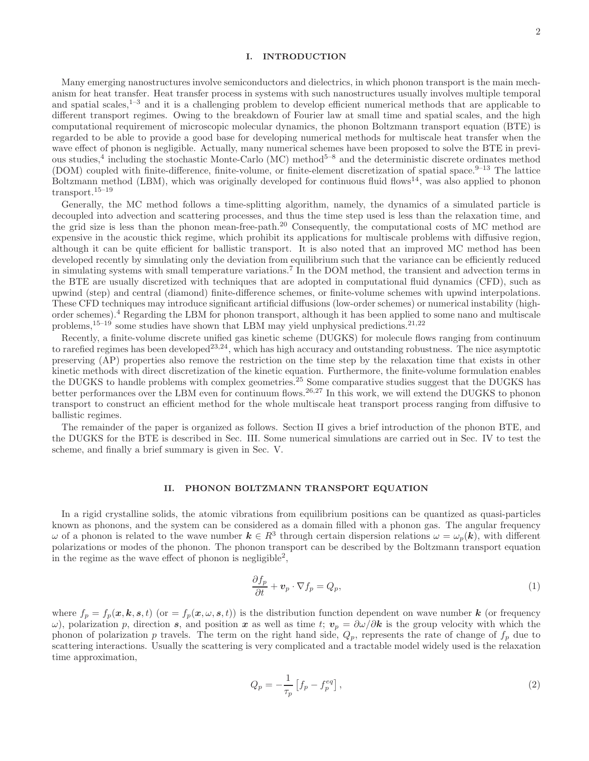## I. INTRODUCTION

Many emerging nanostructures involve semiconductors and dielectrics, in which phonon transport is the main mechanism for heat transfer. Heat transfer process in systems with such nanostructures usually involves multiple temporal and spatial scales,[1–3] and it is a challenging problem to develop efficient numerical methods that are applicable to different transport regimes. Owing to the breakdown of Fourier law at small time and spatial scales, and the high computational requirement of microscopic molecular dynamics, the phonon Boltzmann transport equation (BTE) is regarded to be able to provide a good base for developing numerical methods for multiscale heat transfer when the wave effect of phonon is negligible. Actually, many numerical schemes have been proposed to solve the BTE in previous studies,[4] including the stochastic Monte-Carlo (MC) method[5–8] and the deterministic discrete ordinates method (DOM) coupled with finite-difference, finite-volume, or finite-element discretization of spatial space.[9–13] The lattice Boltzmann method (LBM), which was originally developed for continuous fluid flows[14], was also applied to phonon transport.[15–19]

Generally, the MC method follows a time-splitting algorithm, namely, the dynamics of a simulated particle is decoupled into advection and scattering processes, and thus the time step used is less than the relaxation time, and the grid size is less than the phonon mean-free-path.[20] Consequently, the computational costs of MC method are expensive in the acoustic thick regime, which prohibit its applications for multiscale problems with diffusive region, although it can be quite efficient for ballistic transport. It is also noted that an improved MC method has been developed recently by simulating only the deviation from equilibrium such that the variance can be efficiently reduced in simulating systems with small temperature variations.[7] In the DOM method, the transient and advection terms in the BTE are usually discretized with techniques that are adopted in computational fluid dynamics (CFD), such as upwind (step) and central (diamond) finite-difference schemes, or finite-volume schemes with upwind interpolations. These CFD techniques may introduce significant artificial diffusions (low-order schemes) or numerical instability (high-order schemes).[4] Regarding the LBM for phonon transport, although it has been applied to some nano and multiscale problems,[15–19] some studies have shown that LBM may yield unphysical predictions.[21,22]

Recently, a finite-volume discrete unified gas kinetic scheme (DUGKS) for molecule flows ranging from continuum to rarefied regimes has been developed[23,24], which has high accuracy and outstanding robustness. The nice asymptotic preserving (AP) properties also remove the restriction on the time step by the relaxation time that exists in other kinetic methods with direct discretization of the kinetic equation. Furthermore, the finite-volume formulation enables the DUGKS to handle problems with complex geometries.[25] Some comparative studies suggest that the DUGKS has better performances over the LBM even for continuum flows.[26,27] In this work, we will extend the DUGKS to phonon transport to construct an efficient method for the whole multiscale heat transport process ranging from diffusive to ballistic regimes.

The remainder of the paper is organized as follows. Section II gives a brief introduction of the phonon BTE, and the DUGKS for the BTE is described in Sec. III. Some numerical simulations are carried out in Sec. IV to test the scheme, and finally a brief summary is given in Sec. V.

## II. PHONON BOLTZMANN TRANSPORT EQUATION

In a rigid crystalline solids, the atomic vibrations from equilibrium positions can be quantized as quasi-particles known as phonons, and the system can be considered as a domain filled with a phonon gas. The angular frequency $\omega$ of a phonon is related to the wave number $\boldsymbol{k} \in R^3$ through certain dispersion relations $\omega = \omega_p(\boldsymbol{k})$, with different polarizations or modes of the phonon. The phonon transport can be described by the Boltzmann transport equation in the regime as the wave effect of phonon is negligible[2],

$$\frac{\partial f_p}{\partial t} + \boldsymbol{v}_p \cdot \nabla f_p = Q_p, \tag{1}$$

where $f_p = f_p(\boldsymbol{x}, \boldsymbol{k}, \boldsymbol{s}, t)$ (or $= f_p(\boldsymbol{x}, \omega, \boldsymbol{s}, t)$) is the distribution function dependent on wave number $\boldsymbol{k}$ (or frequency $\omega$), polarization $p$, direction $\boldsymbol{s}$, and position $\boldsymbol{x}$ as well as time $t$; $\boldsymbol{v}_p = \partial\omega/\partial\boldsymbol{k}$ is the group velocity with which the phonon of polarization $p$ travels. The term on the right hand side, $Q_p$, represents the rate of change of $f_p$ due to scattering interactions. Usually the scattering is very complicated and a tractable model widely used is the relaxation time approximation,

$$Q_p = -\frac{1}{\tau_p}\left[f_p - f_p^{eq}\right], \tag{2}$$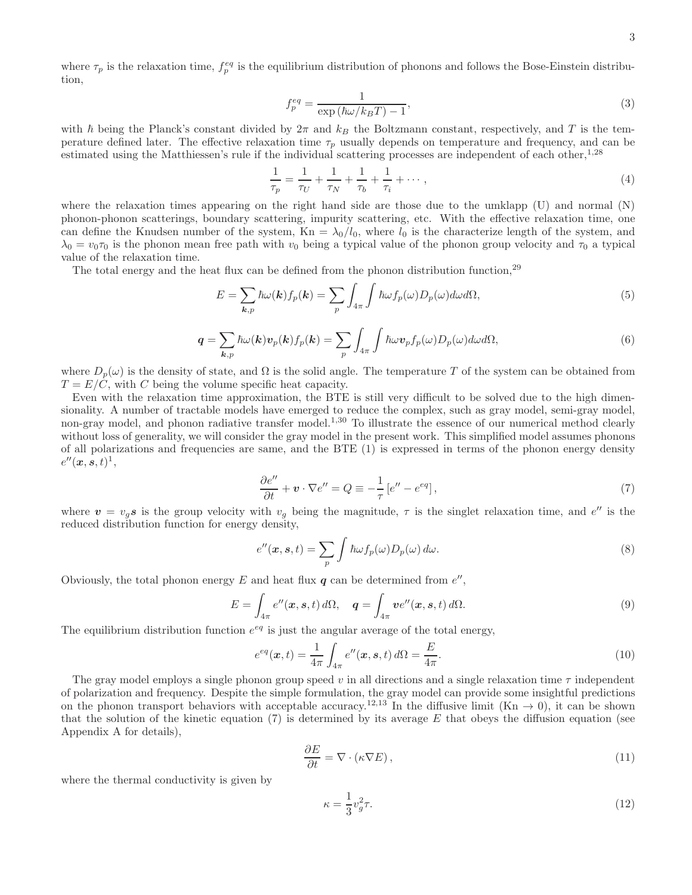where $\tau_p$ is the relaxation time, $f_p^{eq}$ is the equilibrium distribution of phonons and follows the Bose-Einstein distribution,

$$f_p^{eq} = \frac{1}{\exp\left(\hbar\omega/k_B T\right) - 1}, \tag{3}$$

with $\hbar$ being the Planck's constant divided by $2\pi$ and $k_B$ the Boltzmann constant, respectively, and $T$ is the temperature defined later. The effective relaxation time $\tau_p$ usually depends on temperature and frequency, and can be estimated using the Matthiessen's rule if the individual scattering processes are independent of each other,[1,28]

$$\frac{1}{\tau_p} = \frac{1}{\tau_U} + \frac{1}{\tau_N} + \frac{1}{\tau_b} + \frac{1}{\tau_i} + \cdots, \tag{4}$$

where the relaxation times appearing on the right hand side are those due to the umklapp (U) and normal (N) phonon-phonon scatterings, boundary scattering, impurity scattering, etc. With the effective relaxation time, one can define the Knudsen number of the system, $\mathrm{Kn} = \lambda_0/l_0$, where $l_0$ is the characterize length of the system, and $\lambda_0 = v_0\tau_0$ is the phonon mean free path with $v_0$ being a typical value of the phonon group velocity and $\tau_0$ a typical value of the relaxation time.

The total energy and the heat flux can be defined from the phonon distribution function,[29]

$$E = \sum_{\boldsymbol{k},p} \hbar\omega(\boldsymbol{k}) f_p(\boldsymbol{k}) = \sum_p \int_{4\pi} \int \hbar\omega f_p(\omega) D_p(\omega) d\omega d\Omega, \tag{5}$$

$$\boldsymbol{q} = \sum_{\boldsymbol{k},p} \hbar\omega(\boldsymbol{k}) \boldsymbol{v}_p(\boldsymbol{k}) f_p(\boldsymbol{k}) = \sum_p \int_{4\pi} \int \hbar\omega \boldsymbol{v}_p f_p(\omega) D_p(\omega) d\omega d\Omega, \tag{6}$$

where $D_p(\omega)$ is the density of state, and $\Omega$ is the solid angle. The temperature $T$ of the system can be obtained from $T = E/C$, with $C$ being the volume specific heat capacity.

Even with the relaxation time approximation, the BTE is still very difficult to be solved due to the high dimensionality. A number of tractable models have emerged to reduce the complex, such as gray model, semi-gray model, non-gray model, and phonon radiative transfer model.[1,30] To illustrate the essence of our numerical method clearly without loss of generality, we will consider the gray model in the present work. This simplified model assumes phonons of all polarizations and frequencies are same, and the BTE (1) is expressed in terms of the phonon energy density $e''(\boldsymbol{x}, \boldsymbol{s}, t)$[1],

$$\frac{\partial e''}{\partial t} + \boldsymbol{v} \cdot \nabla e'' = Q \equiv -\frac{1}{\tau}\left[e'' - e^{eq}\right], \tag{7}$$

where $\boldsymbol{v} = v_g \boldsymbol{s}$ is the group velocity with $v_g$ being the magnitude, $\tau$ is the singlet relaxation time, and $e''$ is the reduced distribution function for energy density,

$$e''(\boldsymbol{x}, \boldsymbol{s}, t) = \sum_p \int \hbar\omega f_p(\omega) D_p(\omega)\, d\omega. \tag{8}$$

Obviously, the total phonon energy $E$ and heat flux $\boldsymbol{q}$ can be determined from $e''$,

$$E = \int_{4\pi} e''(\boldsymbol{x}, \boldsymbol{s}, t)\, d\Omega, \quad \boldsymbol{q} = \int_{4\pi} \boldsymbol{v} e''(\boldsymbol{x}, \boldsymbol{s}, t)\, d\Omega. \tag{9}$$

The equilibrium distribution function $e^{eq}$ is just the angular average of the total energy,

$$e^{eq}(\boldsymbol{x}, t) = \frac{1}{4\pi} \int_{4\pi} e''(\boldsymbol{x}, \boldsymbol{s}, t)\, d\Omega = \frac{E}{4\pi}. \tag{10}$$

The gray model employs a single phonon group speed $v$ in all directions and a single relaxation time $\tau$ independent of polarization and frequency. Despite the simple formulation, the gray model can provide some insightful predictions on the phonon transport behaviors with acceptable accuracy.[12,13] In the diffusive limit ($\mathrm{Kn} \to 0$), it can be shown that the solution of the kinetic equation (7) is determined by its average $E$ that obeys the diffusion equation (see Appendix A for details),

$$\frac{\partial E}{\partial t} = \nabla \cdot \left(\kappa \nabla E\right), \tag{11}$$

where the thermal conductivity is given by

$$\kappa = \frac{1}{3} v_g^2 \tau. \tag{12}$$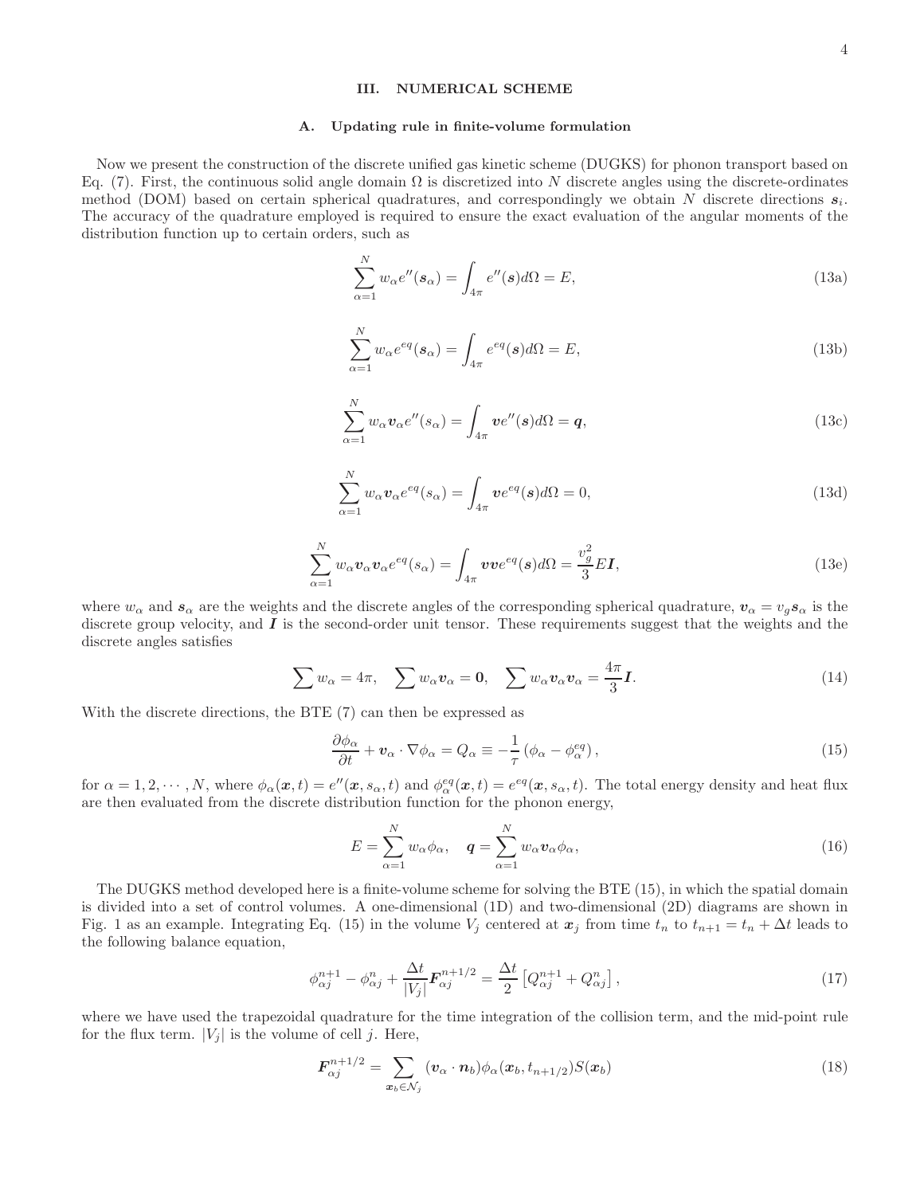## III. NUMERICAL SCHEME

### A. Updating rule in finite-volume formulation

Now we present the construction of the discrete unified gas kinetic scheme (DUGKS) for phonon transport based on Eq. (7). First, the continuous solid angle domain $\Omega$ is discretized into $N$ discrete angles using the discrete-ordinates method (DOM) based on certain spherical quadratures, and correspondingly we obtain $N$ discrete directions $\boldsymbol{s}_i$. The accuracy of the quadrature employed is required to ensure the exact evaluation of the angular moments of the distribution function up to certain orders, such as

$$\sum_{\alpha=1}^{N} w_\alpha e''(\boldsymbol{s}_\alpha) = \int_{4\pi} e''(\boldsymbol{s}) d\Omega = E, \tag{13a}$$

$$\sum_{\alpha=1}^{N} w_\alpha e^{eq}(\boldsymbol{s}_\alpha) = \int_{4\pi} e^{eq}(\boldsymbol{s}) d\Omega = E, \tag{13b}$$

$$\sum_{\alpha=1}^{N} w_\alpha \boldsymbol{v}_\alpha e''(s_\alpha) = \int_{4\pi} \boldsymbol{v} e''(\boldsymbol{s}) d\Omega = \boldsymbol{q}, \tag{13c}$$

$$\sum_{\alpha=1}^{N} w_\alpha \boldsymbol{v}_\alpha e^{eq}(s_\alpha) = \int_{4\pi} \boldsymbol{v} e^{eq}(\boldsymbol{s}) d\Omega = 0, \tag{13d}$$

$$\sum_{\alpha=1}^{N} w_\alpha \boldsymbol{v}_\alpha \boldsymbol{v}_\alpha e^{eq}(s_\alpha) = \int_{4\pi} \boldsymbol{v}\boldsymbol{v} e^{eq}(\boldsymbol{s}) d\Omega = \frac{v_g^2}{3} E \boldsymbol{I}, \tag{13e}$$

where $w_\alpha$ and $\boldsymbol{s}_\alpha$ are the weights and the discrete angles of the corresponding spherical quadrature, $\boldsymbol{v}_\alpha = v_g \boldsymbol{s}_\alpha$ is the discrete group velocity, and $\boldsymbol{I}$ is the second-order unit tensor. These requirements suggest that the weights and the discrete angles satisfies

$$\sum w_\alpha = 4\pi, \quad \sum w_\alpha \boldsymbol{v}_\alpha = \boldsymbol{0}, \quad \sum w_\alpha \boldsymbol{v}_\alpha \boldsymbol{v}_\alpha = \frac{4\pi}{3} \boldsymbol{I}. \tag{14}$$

With the discrete directions, the BTE (7) can then be expressed as

$$\frac{\partial \phi_\alpha}{\partial t} + \boldsymbol{v}_\alpha \cdot \nabla \phi_\alpha = Q_\alpha \equiv -\frac{1}{\tau}\left(\phi_\alpha - \phi_\alpha^{eq}\right), \tag{15}$$

for $\alpha = 1, 2, \cdots, N$, where $\phi_\alpha(\boldsymbol{x}, t) = e''(\boldsymbol{x}, s_\alpha, t)$ and $\phi_\alpha^{eq}(\boldsymbol{x}, t) = e^{eq}(\boldsymbol{x}, s_\alpha, t)$. The total energy density and heat flux are then evaluated from the discrete distribution function for the phonon energy,

$$E = \sum_{\alpha=1}^{N} w_\alpha \phi_\alpha, \quad \boldsymbol{q} = \sum_{\alpha=1}^{N} w_\alpha \boldsymbol{v}_\alpha \phi_\alpha, \tag{16}$$

The DUGKS method developed here is a finite-volume scheme for solving the BTE (15), in which the spatial domain is divided into a set of control volumes. A one-dimensional (1D) and two-dimensional (2D) diagrams are shown in Fig. 1 as an example. Integrating Eq. (15) in the volume $V_j$ centered at $\boldsymbol{x}_j$ from time $t_n$ to $t_{n+1} = t_n + \Delta t$ leads to the following balance equation,

$$\phi_{\alpha j}^{n+1} - \phi_{\alpha j}^{n} + \frac{\Delta t}{|V_j|} \boldsymbol{F}_{\alpha j}^{n+1/2} = \frac{\Delta t}{2}\left[Q_{\alpha j}^{n+1} + Q_{\alpha j}^{n}\right], \tag{17}$$

where we have used the trapezoidal quadrature for the time integration of the collision term, and the mid-point rule for the flux term. $|V_j|$ is the volume of cell $j$. Here,

$$\boldsymbol{F}_{\alpha j}^{n+1/2} = \sum_{\boldsymbol{x}_b \in \mathcal{N}_j} (\boldsymbol{v}_\alpha \cdot \boldsymbol{n}_b) \phi_\alpha(\boldsymbol{x}_b, t_{n+1/2}) S(\boldsymbol{x}_b) \tag{18}$$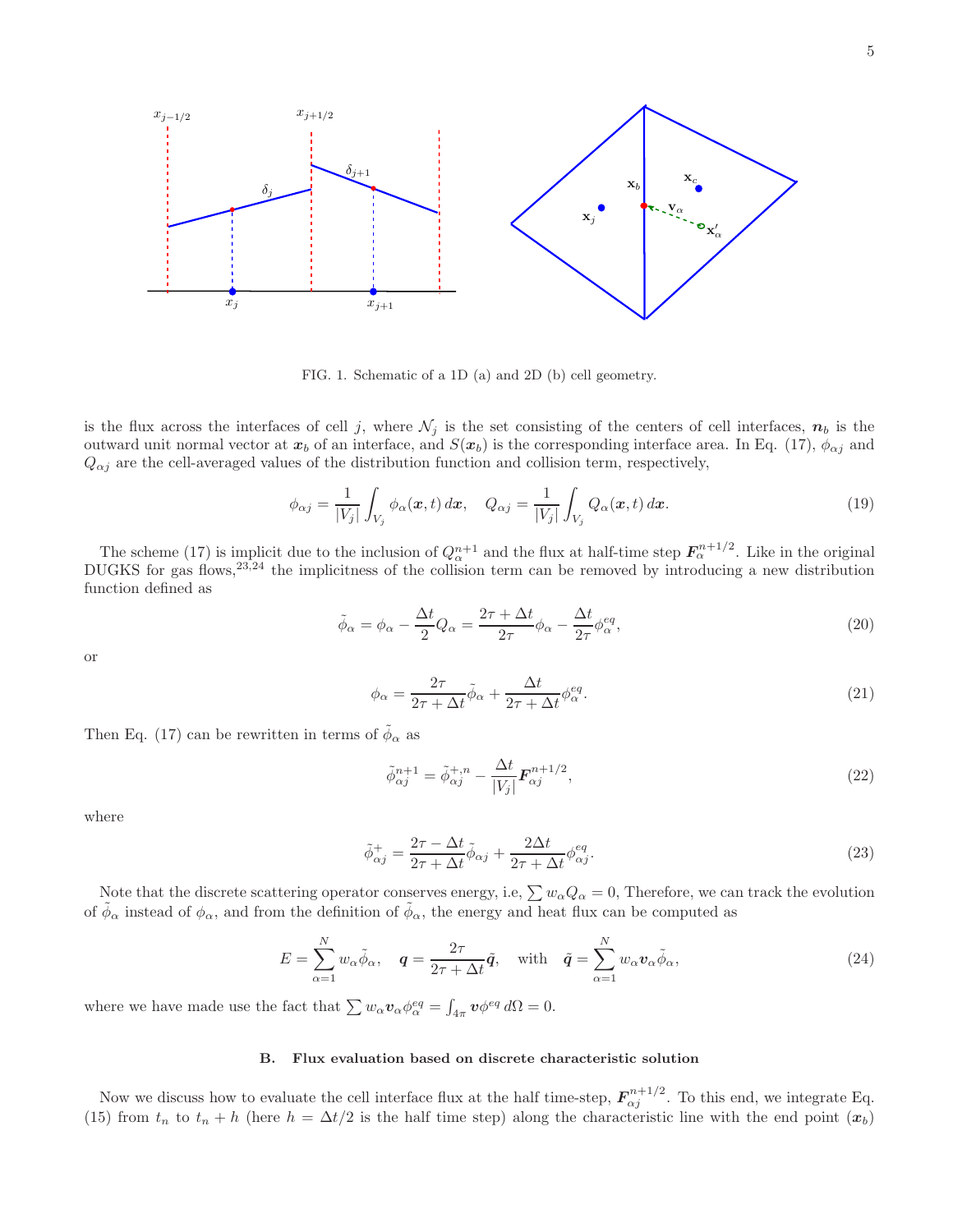FIG. 1. Schematic of a 1D (a) and 2D (b) cell geometry.

is the flux across the interfaces of cell $j$, where $\mathcal{N}_j$ is the set consisting of the centers of cell interfaces, $\boldsymbol{n}_b$ is the outward unit normal vector at $\boldsymbol{x}_b$ of an interface, and $S(\boldsymbol{x}_b)$ is the corresponding interface area. In Eq. (17), $\phi_{\alpha j}$ and $Q_{\alpha j}$ are the cell-averaged values of the distribution function and collision term, respectively,

$$\phi_{\alpha j} = \frac{1}{|V_j|}\int_{V_j} \phi_\alpha(\boldsymbol{x}, t)\, d\boldsymbol{x}, \quad Q_{\alpha j} = \frac{1}{|V_j|}\int_{V_j} Q_\alpha(\boldsymbol{x}, t)\, d\boldsymbol{x}. \tag{19}$$

The scheme (17) is implicit due to the inclusion of $Q_\alpha^{n+1}$ and the flux at half-time step $\boldsymbol{F}_\alpha^{n+1/2}$. Like in the original DUGKS for gas flows,[23,24] the implicitness of the collision term can be removed by introducing a new distribution function defined as

$$\tilde{\phi}_\alpha = \phi_\alpha - \frac{\Delta t}{2} Q_\alpha = \frac{2\tau + \Delta t}{2\tau}\phi_\alpha - \frac{\Delta t}{2\tau}\phi_\alpha^{eq}, \tag{20}$$

or

$$\phi_\alpha = \frac{2\tau}{2\tau + \Delta t}\tilde{\phi}_\alpha + \frac{\Delta t}{2\tau + \Delta t}\phi_\alpha^{eq}. \tag{21}$$

Then Eq. (17) can be rewritten in terms of $\tilde{\phi}_\alpha$ as

$$\tilde{\phi}_{\alpha j}^{n+1} = \tilde{\phi}_{\alpha j}^{+,n} - \frac{\Delta t}{|V_j|}\boldsymbol{F}_{\alpha j}^{n+1/2}, \tag{22}$$

where

$$\tilde{\phi}_{\alpha j}^{+} = \frac{2\tau - \Delta t}{2\tau + \Delta t}\tilde{\phi}_{\alpha j} + \frac{2\Delta t}{2\tau + \Delta t}\phi_{\alpha j}^{eq}. \tag{23}$$

Note that the discrete scattering operator conserves energy, i.e, $\sum w_\alpha Q_\alpha = 0$, Therefore, we can track the evolution of $\tilde{\phi}_\alpha$ instead of $\phi_\alpha$, and from the definition of $\tilde{\phi}_\alpha$, the energy and heat flux can be computed as

$$E = \sum_{\alpha=1}^{N} w_\alpha \tilde{\phi}_\alpha, \quad \boldsymbol{q} = \frac{2\tau}{2\tau + \Delta t}\tilde{\boldsymbol{q}}, \quad \text{with} \quad \tilde{\boldsymbol{q}} = \sum_{\alpha=1}^{N} w_\alpha \boldsymbol{v}_\alpha \tilde{\phi}_\alpha, \tag{24}$$

where we have made use the fact that $\sum w_\alpha \boldsymbol{v}_\alpha \phi_\alpha^{eq} = \int_{4\pi} \boldsymbol{v}\phi^{eq}\, d\Omega = 0$.

### B. Flux evaluation based on discrete characteristic solution

Now we discuss how to evaluate the cell interface flux at the half time-step, $\boldsymbol{F}_{\alpha j}^{n+1/2}$. To this end, we integrate Eq. (15) from $t_n$ to $t_n + h$ (here $h = \Delta t/2$ is the half time step) along the characteristic line with the end point ($\boldsymbol{x}_b$)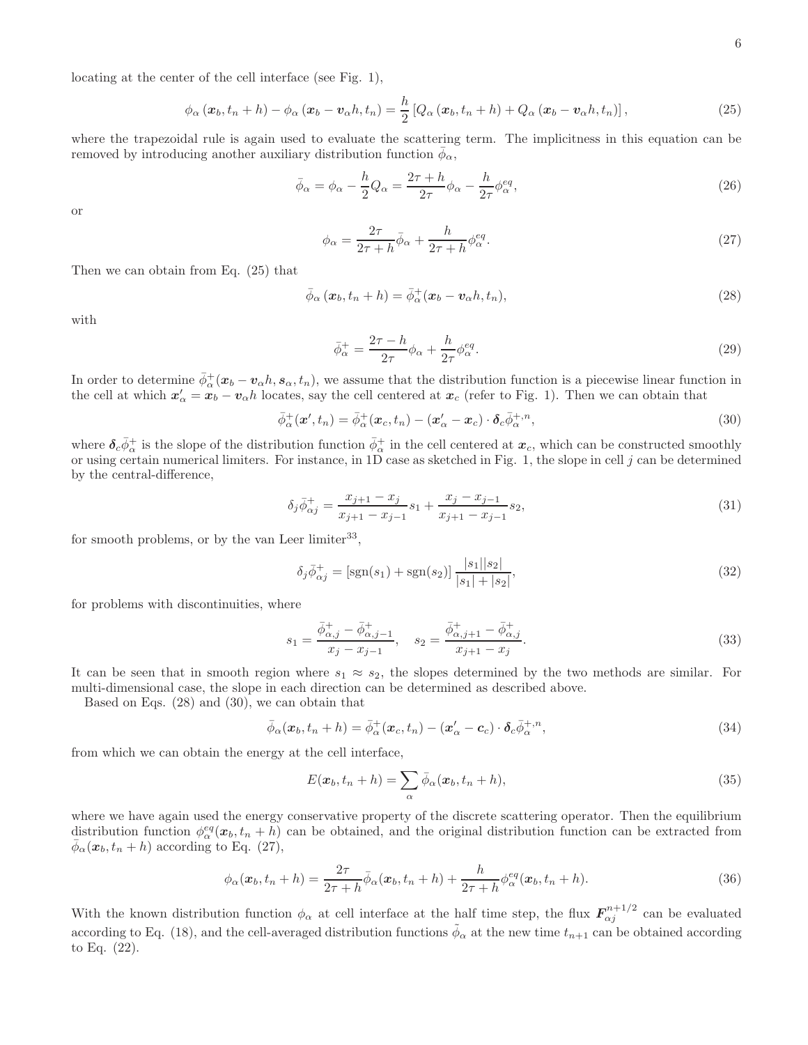locating at the center of the cell interface (see Fig. 1),

$$\phi_\alpha\left(\boldsymbol{x}_b, t_n+h\right)-\phi_\alpha\left(\boldsymbol{x}_b-\boldsymbol{v}_\alpha h, t_n\right)=\frac{h}{2}\left[Q_\alpha\left(\boldsymbol{x}_b, t_n+h\right)+Q_\alpha\left(\boldsymbol{x}_b-\boldsymbol{v}_\alpha h, t_n\right)\right], \tag{25}$$

where the trapezoidal rule is again used to evaluate the scattering term. The implicitness in this equation can be removed by introducing another auxiliary distribution function $\bar{\phi}_\alpha$,

$$\bar{\phi}_\alpha=\phi_\alpha-\frac{h}{2} Q_\alpha=\frac{2\tau+h}{2\tau} \phi_\alpha-\frac{h}{2\tau} \phi_\alpha^{eq}, \tag{26}$$

or

$$\phi_\alpha=\frac{2\tau}{2\tau+h} \bar{\phi}_\alpha+\frac{h}{2\tau+h} \phi_\alpha^{eq}. \tag{27}$$

Then we can obtain from Eq. (25) that

$$\bar{\phi}_\alpha\left(\boldsymbol{x}_b, t_n+h\right)=\bar{\phi}_\alpha^{+}(\boldsymbol{x}_b-\boldsymbol{v}_\alpha h, t_n), \tag{28}$$

with

$$\bar{\phi}_\alpha^{+}=\frac{2\tau-h}{2\tau} \phi_\alpha+\frac{h}{2\tau} \phi_\alpha^{eq}. \tag{29}$$

In order to determine $\bar{\phi}_\alpha^{+}(\boldsymbol{x}_b-\boldsymbol{v}_\alpha h, \boldsymbol{s}_\alpha, t_n)$, we assume that the distribution function is a piecewise linear function in the cell at which $\boldsymbol{x}_\alpha^{\prime}=\boldsymbol{x}_b-\boldsymbol{v}_\alpha h$ locates, say the cell centered at $\boldsymbol{x}_c$ (refer to Fig. 1). Then we can obtain that

$$\bar{\phi}_\alpha^{+}(\boldsymbol{x}^{\prime}, t_n)=\bar{\phi}_\alpha^{+}(\boldsymbol{x}_c, t_n)-(\boldsymbol{x}_\alpha^{\prime}-\boldsymbol{x}_c) \cdot \boldsymbol{\delta}_c \bar{\phi}_\alpha^{+, n}, \tag{30}$$

where $\boldsymbol{\delta}_c \bar{\phi}_\alpha^{+}$ is the slope of the distribution function $\bar{\phi}_\alpha^{+}$ in the cell centered at $\boldsymbol{x}_c$, which can be constructed smoothly or using certain numerical limiters. For instance, in 1D case as sketched in Fig. 1, the slope in cell $j$ can be determined by the central-difference,

$$\delta_j \bar{\phi}_{\alpha j}^{+}=\frac{x_{j+1}-x_j}{x_{j+1}-x_{j-1}} s_1+\frac{x_j-x_{j-1}}{x_{j+1}-x_{j-1}} s_2, \tag{31}$$

for smooth problems, or by the van Leer limiter[33],

$$\delta_j \bar{\phi}_{\alpha j}^{+}=\left[\operatorname{sgn}(s_1)+\operatorname{sgn}(s_2)\right] \frac{|s_1||s_2|}{|s_1|+|s_2|}, \tag{32}$$

for problems with discontinuities, where

$$s_1=\frac{\bar{\phi}_{\alpha, j}^{+}-\bar{\phi}_{\alpha, j-1}^{+}}{x_j-x_{j-1}}, \quad s_2=\frac{\bar{\phi}_{\alpha, j+1}^{+}-\bar{\phi}_{\alpha, j}^{+}}{x_{j+1}-x_j}. \tag{33}$$

It can be seen that in smooth region where $s_1 \approx s_2$, the slopes determined by the two methods are similar. For multi-dimensional case, the slope in each direction can be determined as described above.

Based on Eqs. (28) and (30), we can obtain that

$$\bar{\phi}_\alpha(\boldsymbol{x}_b, t_n+h)=\bar{\phi}_\alpha^{+}(\boldsymbol{x}_c, t_n)-(\boldsymbol{x}_\alpha^{\prime}-\boldsymbol{c}_c) \cdot \boldsymbol{\delta}_c \bar{\phi}_\alpha^{+, n}, \tag{34}$$

from which we can obtain the energy at the cell interface,

$$E(\boldsymbol{x}_b, t_n+h)=\sum_\alpha \bar{\phi}_\alpha(\boldsymbol{x}_b, t_n+h), \tag{35}$$

where we have again used the energy conservative property of the discrete scattering operator. Then the equilibrium distribution function $\phi_\alpha^{eq}(\boldsymbol{x}_b, t_n+h)$ can be obtained, and the original distribution function can be extracted from $\bar{\phi}_\alpha(\boldsymbol{x}_b, t_n+h)$ according to Eq. (27),

$$\phi_\alpha(\boldsymbol{x}_b, t_n+h)=\frac{2\tau}{2\tau+h} \bar{\phi}_\alpha(\boldsymbol{x}_b, t_n+h)+\frac{h}{2\tau+h} \phi_\alpha^{eq}(\boldsymbol{x}_b, t_n+h). \tag{36}$$

With the known distribution function $\phi_\alpha$ at cell interface at the half time step, the flux $\boldsymbol{F}_{\alpha j}^{n+1/2}$ can be evaluated according to Eq. (18), and the cell-averaged distribution functions $\tilde{\phi}_\alpha$ at the new time $t_{n+1}$ can be obtained according to Eq. (22).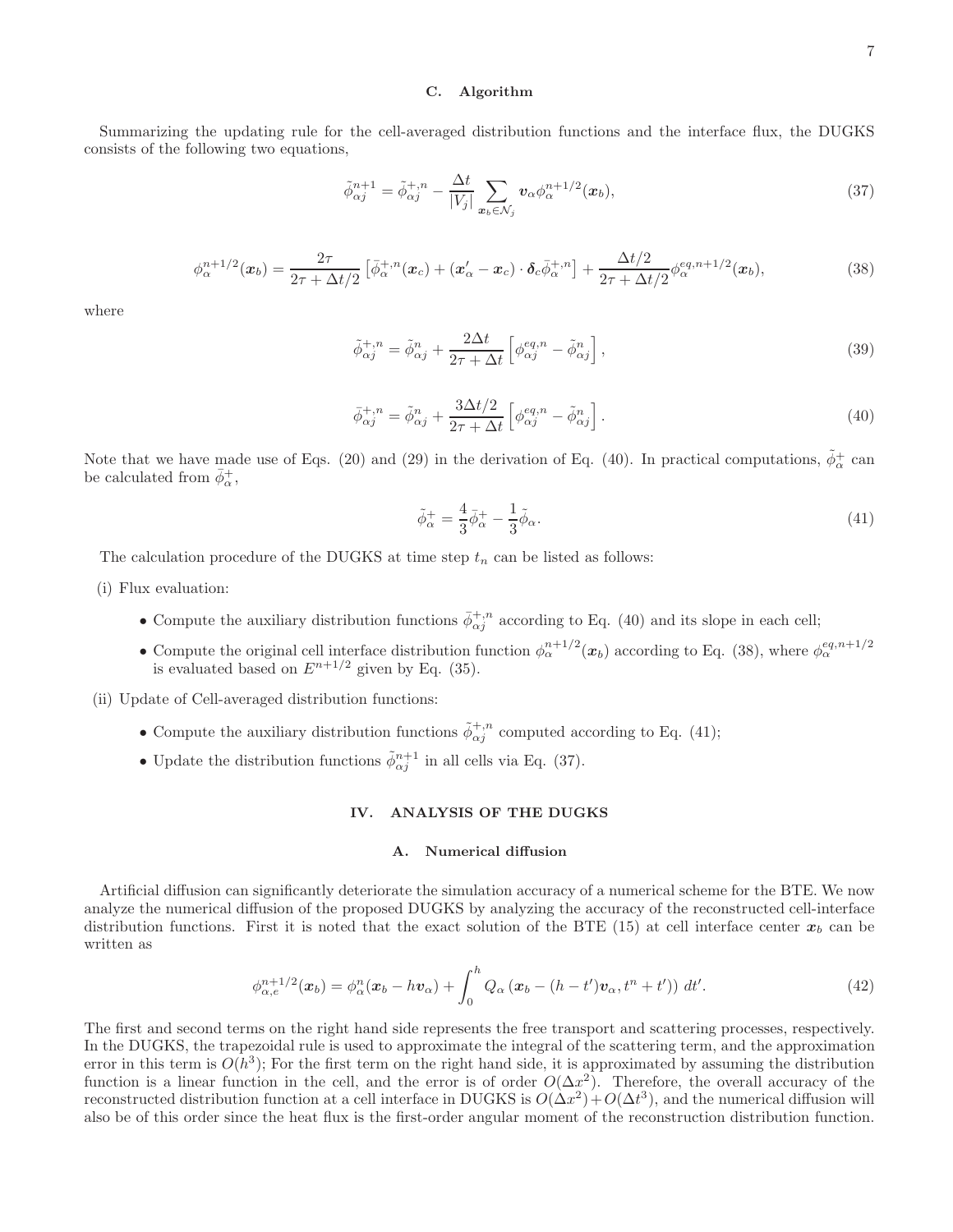### C. Algorithm

Summarizing the updating rule for the cell-averaged distribution functions and the interface flux, the DUGKS consists of the following two equations,

$$\tilde{\phi}_{\alpha j}^{n+1} = \tilde{\phi}_{\alpha j}^{+,n} - \frac{\Delta t}{|V_j|} \sum_{\boldsymbol{x}_b \in \mathcal{N}_j} \boldsymbol{v}_\alpha \phi_\alpha^{n+1/2}(\boldsymbol{x}_b), \tag{37}$$

$$\phi_\alpha^{n+1/2}(\boldsymbol{x}_b) = \frac{2\tau}{2\tau + \Delta t/2} \left[ \bar{\phi}_\alpha^{+,n}(\boldsymbol{x}_c) + (\boldsymbol{x}'_\alpha - \boldsymbol{x}_c) \cdot \boldsymbol{\delta}_c \bar{\phi}_\alpha^{+,n} \right] + \frac{\Delta t/2}{2\tau + \Delta t/2} \phi_\alpha^{eq,n+1/2}(\boldsymbol{x}_b), \tag{38}$$

where

$$\tilde{\phi}_{\alpha j}^{+,n} = \tilde{\phi}_{\alpha j}^{n} + \frac{2\Delta t}{2\tau + \Delta t} \left[ \phi_{\alpha j}^{eq,n} - \tilde{\phi}_{\alpha j}^{n} \right], \tag{39}$$

$$\bar{\phi}_{\alpha j}^{+,n} = \tilde{\phi}_{\alpha j}^{n} + \frac{3\Delta t/2}{2\tau + \Delta t} \left[ \phi_{\alpha j}^{eq,n} - \tilde{\phi}_{\alpha j}^{n} \right]. \tag{40}$$

Note that we have made use of Eqs. (20) and (29) in the derivation of Eq. (40). In practical computations, $\tilde{\phi}_\alpha^+$ can be calculated from $\bar{\phi}_\alpha^+$,

$$\tilde{\phi}_\alpha^+ = \frac{4}{3}\bar{\phi}_\alpha^+ - \frac{1}{3}\tilde{\phi}_\alpha. \tag{41}$$

The calculation procedure of the DUGKS at time step $t_n$ can be listed as follows:

(i) Flux evaluation:

- Compute the auxiliary distribution functions $\bar{\phi}_{\alpha j}^{+,n}$ according to Eq. (40) and its slope in each cell;
- Compute the original cell interface distribution function $\phi_\alpha^{n+1/2}(\boldsymbol{x}_b)$ according to Eq. (38), where $\phi_\alpha^{eq,n+1/2}$ is evaluated based on $E^{n+1/2}$ given by Eq. (35).

(ii) Update of Cell-averaged distribution functions:

- Compute the auxiliary distribution functions $\tilde{\phi}_{\alpha j}^{+,n}$ computed according to Eq. (41);
- Update the distribution functions $\tilde{\phi}_{\alpha j}^{n+1}$ in all cells via Eq. (37).

## IV. ANALYSIS OF THE DUGKS

### A. Numerical diffusion

Artificial diffusion can significantly deteriorate the simulation accuracy of a numerical scheme for the BTE. We now analyze the numerical diffusion of the proposed DUGKS by analyzing the accuracy of the reconstructed cell-interface distribution functions. First it is noted that the exact solution of the BTE (15) at cell interface center $\boldsymbol{x}_b$ can be written as

$$\phi_{\alpha,e}^{n+1/2}(\boldsymbol{x}_b) = \phi_\alpha^n(\boldsymbol{x}_b - h\boldsymbol{v}_\alpha) + \int_0^h Q_\alpha\left(\boldsymbol{x}_b - (h - t')\boldsymbol{v}_\alpha, t^n + t'\right) \, dt'. \tag{42}$$

The first and second terms on the right hand side represents the free transport and scattering processes, respectively. In the DUGKS, the trapezoidal rule is used to approximate the integral of the scattering term, and the approximation error in this term is $O(h^3)$; For the first term on the right hand side, it is approximated by assuming the distribution function is a linear function in the cell, and the error is of order $O(\Delta x^2)$. Therefore, the overall accuracy of the reconstructed distribution function at a cell interface in DUGKS is $O(\Delta x^2) + O(\Delta t^3)$, and the numerical diffusion will also be of this order since the heat flux is the first-order angular moment of the reconstruction distribution function.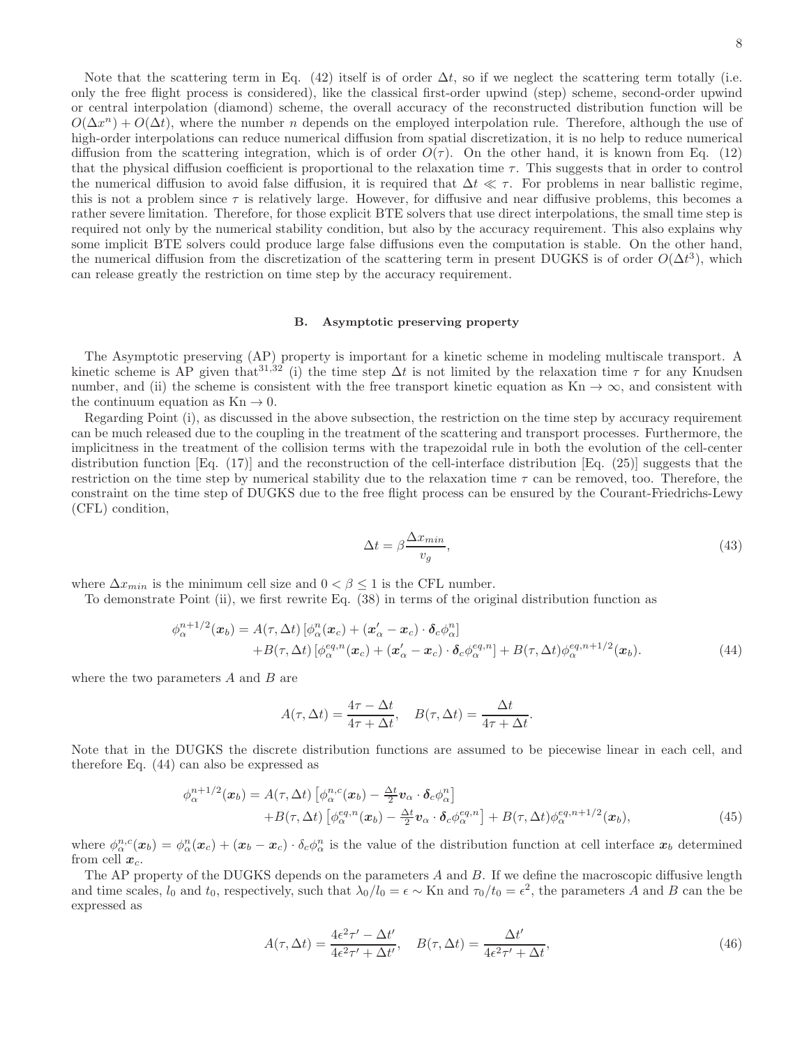Note that the scattering term in Eq. (42) itself is of order $\Delta t$, so if we neglect the scattering term totally (i.e. only the free flight process is considered), like the classical first-order upwind (step) scheme, second-order upwind or central interpolation (diamond) scheme, the overall accuracy of the reconstructed distribution function will be $O(\Delta x^n) + O(\Delta t)$, where the number $n$ depends on the employed interpolation rule. Therefore, although the use of high-order interpolations can reduce numerical diffusion from spatial discretization, it is no help to reduce numerical diffusion from the scattering integration, which is of order $O(\tau)$. On the other hand, it is known from Eq. (12) that the physical diffusion coefficient is proportional to the relaxation time $\tau$. This suggests that in order to control the numerical diffusion to avoid false diffusion, it is required that $\Delta t \ll \tau$. For problems in near ballistic regime, this is not a problem since $\tau$ is relatively large. However, for diffusive and near diffusive problems, this becomes a rather severe limitation. Therefore, for those explicit BTE solvers that use direct interpolations, the small time step is required not only by the numerical stability condition, but also by the accuracy requirement. This also explains why some implicit BTE solvers could produce large false diffusions even the computation is stable. On the other hand, the numerical diffusion from the discretization of the scattering term in present DUGKS is of order $O(\Delta t^3)$, which can release greatly the restriction on time step by the accuracy requirement.

### B. Asymptotic preserving property

The Asymptotic preserving (AP) property is important for a kinetic scheme in modeling multiscale transport. A kinetic scheme is AP given that[31,32] (i) the time step $\Delta t$ is not limited by the relaxation time $\tau$ for any Knudsen number, and (ii) the scheme is consistent with the free transport kinetic equation as $\mathrm{Kn} \to \infty$, and consistent with the continuum equation as $\mathrm{Kn} \to 0$.

Regarding Point (i), as discussed in the above subsection, the restriction on the time step by accuracy requirement can be much released due to the coupling in the treatment of the scattering and transport processes. Furthermore, the implicitness in the treatment of the collision terms with the trapezoidal rule in both the evolution of the cell-center distribution function [Eq. (17)] and the reconstruction of the cell-interface distribution [Eq. (25)] suggests that the restriction on the time step by numerical stability due to the relaxation time $\tau$ can be removed, too. Therefore, the constraint on the time step of DUGKS due to the free flight process can be ensured by the Courant-Friedrichs-Lewy (CFL) condition,

$$\Delta t = \beta \frac{\Delta x_{min}}{v_g}, \tag{43}$$

where $\Delta x_{min}$ is the minimum cell size and $0 < \beta \le 1$ is the CFL number.

To demonstrate Point (ii), we first rewrite Eq. (38) in terms of the original distribution function as

$$\begin{aligned}
\phi_\alpha^{n+1/2}(\boldsymbol{x}_b) = A(\tau, \Delta t)\left[\phi_\alpha^n(\boldsymbol{x}_c) + (\boldsymbol{x}'_\alpha - \boldsymbol{x}_c)\cdot \boldsymbol{\delta}_c \phi_\alpha^n\right] \\
+ B(\tau, \Delta t)\left[\phi_\alpha^{eq,n}(\boldsymbol{x}_c) + (\boldsymbol{x}'_\alpha - \boldsymbol{x}_c)\cdot \boldsymbol{\delta}_c \phi_\alpha^{eq,n}\right] + B(\tau, \Delta t)\phi_\alpha^{eq,n+1/2}(\boldsymbol{x}_b).
\end{aligned} \tag{44}$$

where the two parameters $A$ and $B$ are

$$A(\tau, \Delta t) = \frac{4\tau - \Delta t}{4\tau + \Delta t}, \quad B(\tau, \Delta t) = \frac{\Delta t}{4\tau + \Delta t}.$$

Note that in the DUGKS the discrete distribution functions are assumed to be piecewise linear in each cell, and therefore Eq. (44) can also be expressed as

$$\begin{aligned}
\phi_\alpha^{n+1/2}(\boldsymbol{x}_b) = A(\tau, \Delta t)\left[\phi_\alpha^{n,c}(\boldsymbol{x}_b) - \tfrac{\Delta t}{2}\boldsymbol{v}_\alpha \cdot \boldsymbol{\delta}_c \phi_\alpha^n\right] \\
+ B(\tau, \Delta t)\left[\phi_\alpha^{eq,n}(\boldsymbol{x}_b) - \tfrac{\Delta t}{2}\boldsymbol{v}_\alpha \cdot \boldsymbol{\delta}_c \phi_\alpha^{eq,n}\right] + B(\tau, \Delta t)\phi_\alpha^{eq,n+1/2}(\boldsymbol{x}_b),
\end{aligned} \tag{45}$$

where $\phi_\alpha^{n,c}(\boldsymbol{x}_b) = \phi_\alpha^n(\boldsymbol{x}_c) + (\boldsymbol{x}_b - \boldsymbol{x}_c)\cdot \delta_c \phi_\alpha^n$ is the value of the distribution function at cell interface $\boldsymbol{x}_b$ determined from cell $\boldsymbol{x}_c$.

The AP property of the DUGKS depends on the parameters $A$ and $B$. If we define the macroscopic diffusive length and time scales, $l_0$ and $t_0$, respectively, such that $\lambda_0/l_0 = \epsilon \sim \mathrm{Kn}$ and $\tau_0/t_0 = \epsilon^2$, the parameters $A$ and $B$ can the be expressed as

$$A(\tau, \Delta t) = \frac{4\epsilon^2\tau' - \Delta t'}{4\epsilon^2\tau' + \Delta t'}, \quad B(\tau, \Delta t) = \frac{\Delta t'}{4\epsilon^2\tau' + \Delta t'}, \tag{46}$$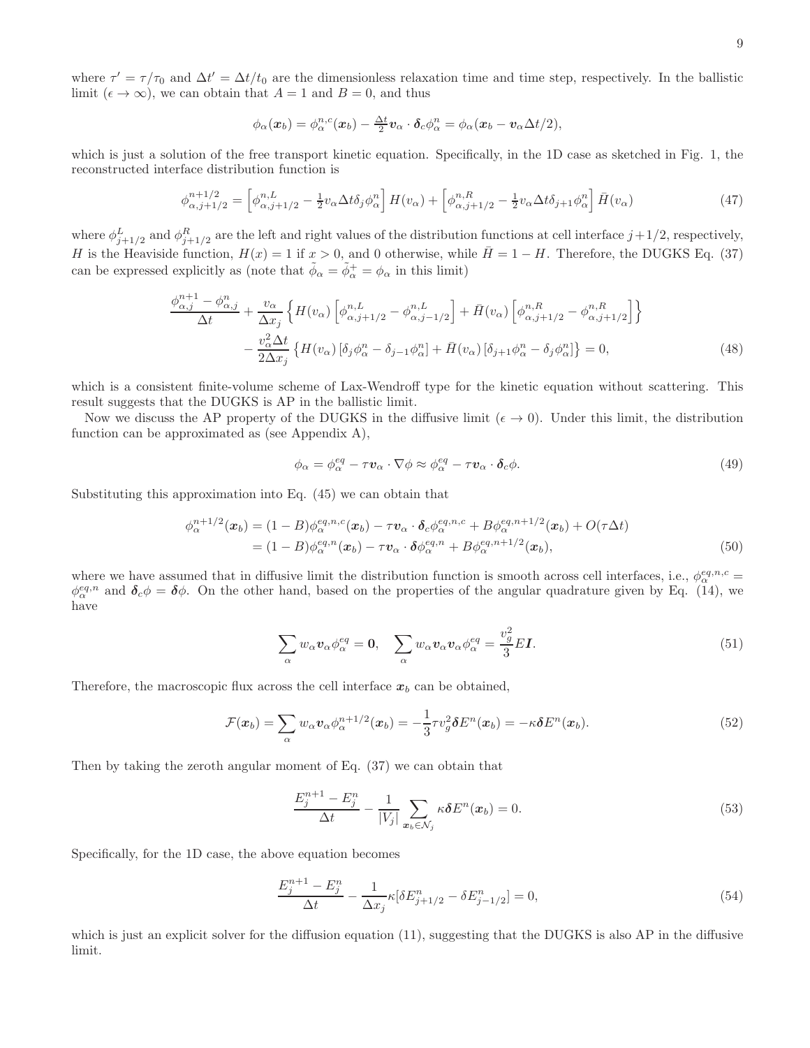where $\tau' = \tau/\tau_0$ and $\Delta t' = \Delta t/t_0$ are the dimensionless relaxation time and time step, respectively. In the ballistic limit ($\epsilon \to \infty$), we can obtain that $A = 1$ and $B = 0$, and thus

$$\phi_\alpha(\boldsymbol{x}_b) = \phi_\alpha^{n,c}(\boldsymbol{x}_b) - \tfrac{\Delta t}{2}\boldsymbol{v}_\alpha \cdot \boldsymbol{\delta}_c \phi_\alpha^n = \phi_\alpha(\boldsymbol{x}_b - \boldsymbol{v}_\alpha \Delta t/2),$$

which is just a solution of the free transport kinetic equation. Specifically, in the 1D case as sketched in Fig. 1, the reconstructed interface distribution function is

$$\phi_{\alpha,j+1/2}^{n+1/2} = \left[\phi_{\alpha,j+1/2}^{n,L} - \tfrac{1}{2}v_\alpha \Delta t \delta_j \phi_\alpha^n\right] H(v_\alpha) + \left[\phi_{\alpha,j+1/2}^{n,R} - \tfrac{1}{2}v_\alpha \Delta t \delta_{j+1} \phi_\alpha^n\right] \bar{H}(v_\alpha) \tag{47}$$

where $\phi_{j+1/2}^L$ and $\phi_{j+1/2}^R$ are the left and right values of the distribution functions at cell interface $j+1/2$, respectively, $H$ is the Heaviside function, $H(x) = 1$ if $x > 0$, and 0 otherwise, while $\bar{H} = 1 - H$. Therefore, the DUGKS Eq. (37) can be expressed explicitly as (note that $\tilde{\phi}_\alpha = \tilde{\phi}_\alpha^+ = \phi_\alpha$ in this limit)

$$\begin{aligned}
\frac{\phi_{\alpha,j}^{n+1} - \phi_{\alpha,j}^n}{\Delta t} &+ \frac{v_\alpha}{\Delta x_j}\left\{H(v_\alpha)\left[\phi_{\alpha,j+1/2}^{n,L} - \phi_{\alpha,j-1/2}^{n,L}\right] + \bar{H}(v_\alpha)\left[\phi_{\alpha,j+1/2}^{n,R} - \phi_{\alpha,j+1/2}^{n,R}\right]\right\} \\
&- \frac{v_\alpha^2 \Delta t}{2\Delta x_j}\left\{H(v_\alpha)\left[\delta_j \phi_\alpha^n - \delta_{j-1}\phi_\alpha^n\right] + \bar{H}(v_\alpha)\left[\delta_{j+1}\phi_\alpha^n - \delta_j \phi_\alpha^n\right]\right\} = 0,
\end{aligned} \tag{48}$$

which is a consistent finite-volume scheme of Lax-Wendroff type for the kinetic equation without scattering. This result suggests that the DUGKS is AP in the ballistic limit.

Now we discuss the AP property of the DUGKS in the diffusive limit ($\epsilon \to 0$). Under this limit, the distribution function can be approximated as (see Appendix A),

$$\phi_\alpha = \phi_\alpha^{eq} - \tau \boldsymbol{v}_\alpha \cdot \nabla \phi \approx \phi_\alpha^{eq} - \tau \boldsymbol{v}_\alpha \cdot \boldsymbol{\delta}_c \phi. \tag{49}$$

Substituting this approximation into Eq. (45) we can obtain that

$$\begin{aligned}
\phi_\alpha^{n+1/2}(\boldsymbol{x}_b) &= (1-B)\phi_\alpha^{eq,n,c}(\boldsymbol{x}_b) - \tau \boldsymbol{v}_\alpha \cdot \boldsymbol{\delta}_c \phi_\alpha^{eq,n,c} + B\phi_\alpha^{eq,n+1/2}(\boldsymbol{x}_b) + O(\tau \Delta t) \\
&= (1-B)\phi_\alpha^{eq,n}(\boldsymbol{x}_b) - \tau \boldsymbol{v}_\alpha \cdot \boldsymbol{\delta}\phi_\alpha^{eq,n} + B\phi_\alpha^{eq,n+1/2}(\boldsymbol{x}_b),
\end{aligned} \tag{50}$$

where we have assumed that in diffusive limit the distribution function is smooth across cell interfaces, i.e., $\phi_\alpha^{eq,n,c} = \phi_\alpha^{eq,n}$ and $\boldsymbol{\delta}_c \phi = \boldsymbol{\delta}\phi$. On the other hand, based on the properties of the angular quadrature given by Eq. (14), we have

$$\sum_\alpha w_\alpha \boldsymbol{v}_\alpha \phi_\alpha^{eq} = \boldsymbol{0}, \quad \sum_\alpha w_\alpha \boldsymbol{v}_\alpha \boldsymbol{v}_\alpha \phi_\alpha^{eq} = \frac{v_g^2}{3} E \boldsymbol{I}. \tag{51}$$

Therefore, the macroscopic flux across the cell interface $\boldsymbol{x}_b$ can be obtained,

$$\mathcal{F}(\boldsymbol{x}_b) = \sum_\alpha w_\alpha \boldsymbol{v}_\alpha \phi_\alpha^{n+1/2}(\boldsymbol{x}_b) = -\frac{1}{3}\tau v_g^2 \boldsymbol{\delta} E^n(\boldsymbol{x}_b) = -\kappa \boldsymbol{\delta} E^n(\boldsymbol{x}_b). \tag{52}$$

Then by taking the zeroth angular moment of Eq. (37) we can obtain that

$$\frac{E_j^{n+1} - E_j^n}{\Delta t} - \frac{1}{|V_j|}\sum_{\boldsymbol{x}_b \in \mathcal{N}_j} \kappa \boldsymbol{\delta} E^n(\boldsymbol{x}_b) = 0. \tag{53}$$

Specifically, for the 1D case, the above equation becomes

$$\frac{E_j^{n+1} - E_j^n}{\Delta t} - \frac{1}{\Delta x_j}\kappa[\delta E_{j+1/2}^n - \delta E_{j-1/2}^n] = 0, \tag{54}$$

which is just an explicit solver for the diffusion equation (11), suggesting that the DUGKS is also AP in the diffusive limit.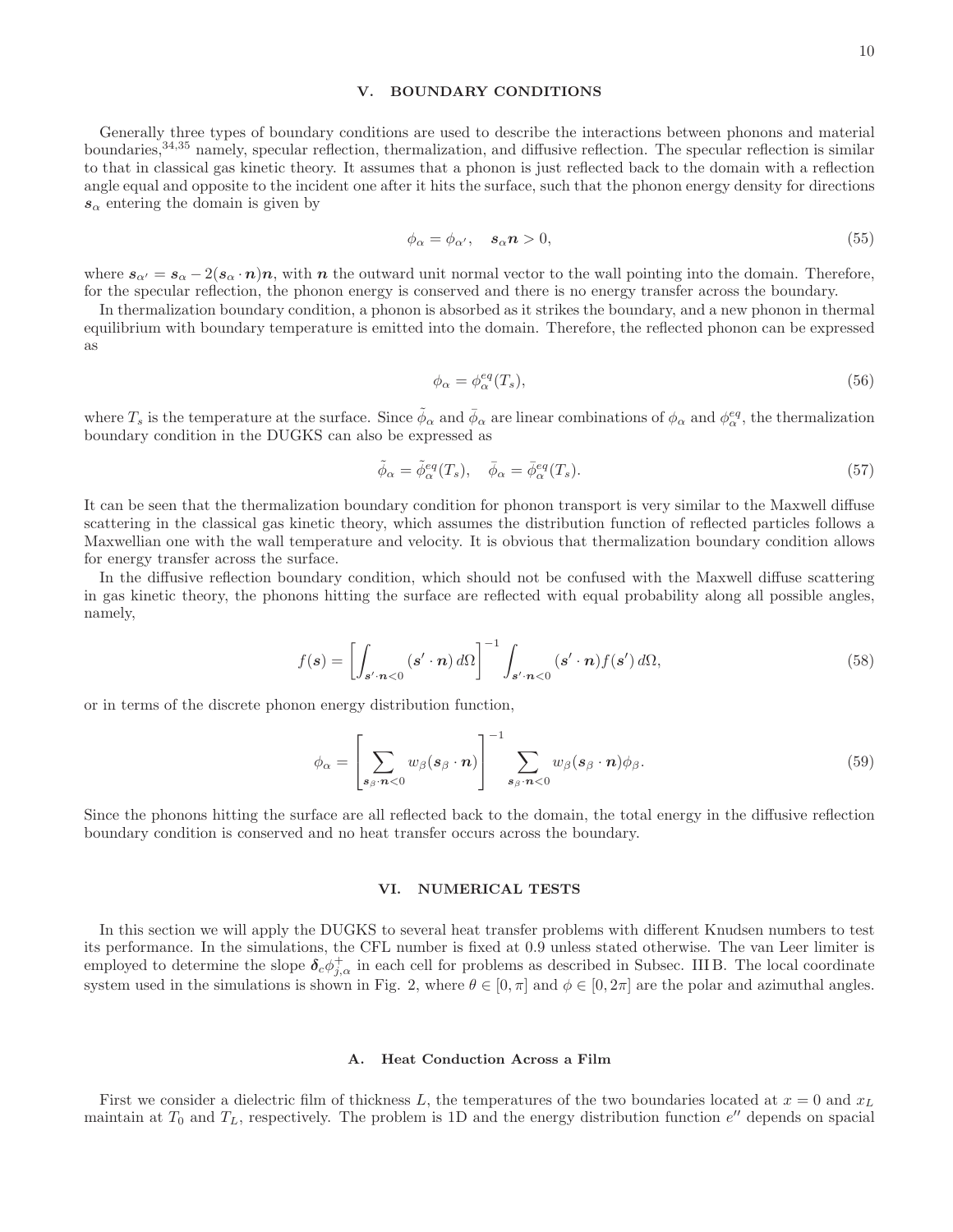## V. BOUNDARY CONDITIONS

Generally three types of boundary conditions are used to describe the interactions between phonons and material boundaries,[34,35] namely, specular reflection, thermalization, and diffusive reflection. The specular reflection is similar to that in classical gas kinetic theory. It assumes that a phonon is just reflected back to the domain with a reflection angle equal and opposite to the incident one after it hits the surface, such that the phonon energy density for directions $\boldsymbol{s}_\alpha$ entering the domain is given by

$$\phi_\alpha = \phi_{\alpha'}, \quad \boldsymbol{s}_\alpha \boldsymbol{n} > 0, \tag{55}$$

where $\boldsymbol{s}_{\alpha'} = \boldsymbol{s}_\alpha - 2(\boldsymbol{s}_\alpha \cdot \boldsymbol{n})\boldsymbol{n}$, with $\boldsymbol{n}$ the outward unit normal vector to the wall pointing into the domain. Therefore, for the specular reflection, the phonon energy is conserved and there is no energy transfer across the boundary.

In thermalization boundary condition, a phonon is absorbed as it strikes the boundary, and a new phonon in thermal equilibrium with boundary temperature is emitted into the domain. Therefore, the reflected phonon can be expressed as

$$\phi_\alpha = \phi_\alpha^{eq}(T_s), \tag{56}$$

where $T_s$ is the temperature at the surface. Since $\tilde{\phi}_\alpha$ and $\bar{\phi}_\alpha$ are linear combinations of $\phi_\alpha$ and $\phi_\alpha^{eq}$, the thermalization boundary condition in the DUGKS can also be expressed as

$$\tilde{\phi}_\alpha = \tilde{\phi}_\alpha^{eq}(T_s), \quad \bar{\phi}_\alpha = \bar{\phi}_\alpha^{eq}(T_s). \tag{57}$$

It can be seen that the thermalization boundary condition for phonon transport is very similar to the Maxwell diffuse scattering in the classical gas kinetic theory, which assumes the distribution function of reflected particles follows a Maxwellian one with the wall temperature and velocity. It is obvious that thermalization boundary condition allows for energy transfer across the surface.

In the diffusive reflection boundary condition, which should not be confused with the Maxwell diffuse scattering in gas kinetic theory, the phonons hitting the surface are reflected with equal probability along all possible angles, namely,

$$f(\boldsymbol{s}) = \left[\int_{\boldsymbol{s}'\cdot\boldsymbol{n}<0} (\boldsymbol{s}'\cdot\boldsymbol{n})\, d\Omega\right]^{-1} \int_{\boldsymbol{s}'\cdot\boldsymbol{n}<0} (\boldsymbol{s}'\cdot\boldsymbol{n}) f(\boldsymbol{s}')\, d\Omega, \tag{58}$$

or in terms of the discrete phonon energy distribution function,

$$\phi_\alpha = \left[\sum_{\boldsymbol{s}_\beta\cdot\boldsymbol{n}<0} w_\beta(\boldsymbol{s}_\beta\cdot\boldsymbol{n})\right]^{-1} \sum_{\boldsymbol{s}_\beta\cdot\boldsymbol{n}<0} w_\beta(\boldsymbol{s}_\beta\cdot\boldsymbol{n})\phi_\beta. \tag{59}$$

Since the phonons hitting the surface are all reflected back to the domain, the total energy in the diffusive reflection boundary condition is conserved and no heat transfer occurs across the boundary.

## VI. NUMERICAL TESTS

In this section we will apply the DUGKS to several heat transfer problems with different Knudsen numbers to test its performance. In the simulations, the CFL number is fixed at 0.9 unless stated otherwise. The van Leer limiter is employed to determine the slope $\boldsymbol{\delta}_c\phi_{j,\alpha}^+$ in each cell for problems as described in Subsec. III B. The local coordinate system used in the simulations is shown in Fig. 2, where $\theta \in [0, \pi]$ and $\phi \in [0, 2\pi]$ are the polar and azimuthal angles.

### A. Heat Conduction Across a Film

First we consider a dielectric film of thickness $L$, the temperatures of the two boundaries located at $x = 0$ and $x_L$ maintain at $T_0$ and $T_L$, respectively. The problem is 1D and the energy distribution function $e''$ depends on spacial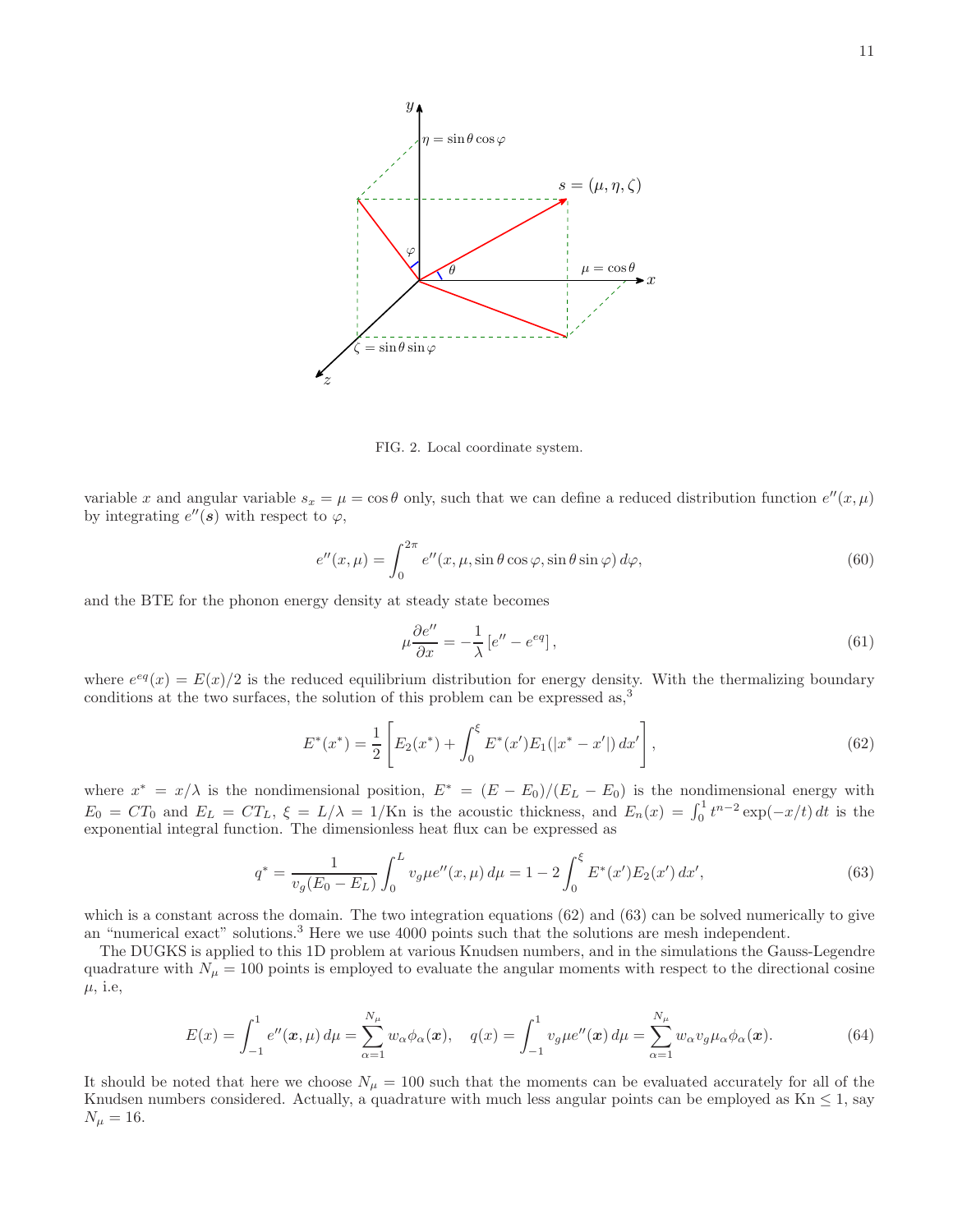FIG. 2. Local coordinate system.

variable $x$ and angular variable $s_x = \mu = \cos\theta$ only, such that we can define a reduced distribution function $e''(x, \mu)$ by integrating $e''(\boldsymbol{s})$ with respect to $\varphi$,

$$e''(x, \mu) = \int_0^{2\pi} e''(x, \mu, \sin\theta\cos\varphi, \sin\theta\sin\varphi)\, d\varphi, \tag{60}$$

and the BTE for the phonon energy density at steady state becomes

$$\mu \frac{\partial e''}{\partial x} = -\frac{1}{\lambda}\left[e'' - e^{eq}\right], \tag{61}$$

where $e^{eq}(x) = E(x)/2$ is the reduced equilibrium distribution for energy density. With the thermalizing boundary conditions at the two surfaces, the solution of this problem can be expressed as,[3]

$$E^*(x^*) = \frac{1}{2}\left[E_2(x^*) + \int_0^{\xi} E^*(x')E_1(|x^* - x'|)\, dx'\right], \tag{62}$$

where $x^* = x/\lambda$ is the nondimensional position, $E^* = (E - E_0)/(E_L - E_0)$ is the nondimensional energy with $E_0 = CT_0$ and $E_L = CT_L$, $\xi = L/\lambda = 1/\mathrm{Kn}$ is the acoustic thickness, and $E_n(x) = \int_0^1 t^{n-2}\exp(-x/t)\, dt$ is the exponential integral function. The dimensionless heat flux can be expressed as

$$q^* = \frac{1}{v_g(E_0 - E_L)} \int_0^L v_g \mu e''(x, \mu)\, d\mu = 1 - 2\int_0^{\xi} E^*(x')E_2(x')\, dx', \tag{63}$$

which is a constant across the domain. The two integration equations (62) and (63) can be solved numerically to give an "numerical exact" solutions.[3] Here we use 4000 points such that the solutions are mesh independent.

The DUGKS is applied to this 1D problem at various Knudsen numbers, and in the simulations the Gauss-Legendre quadrature with $N_\mu = 100$ points is employed to evaluate the angular moments with respect to the directional cosine $\mu$, i.e,

$$E(x) = \int_{-1}^{1} e''(\boldsymbol{x}, \mu)\, d\mu = \sum_{\alpha=1}^{N_\mu} w_\alpha \phi_\alpha(\boldsymbol{x}), \quad q(x) = \int_{-1}^{1} v_g \mu e''(\boldsymbol{x})\, d\mu = \sum_{\alpha=1}^{N_\mu} w_\alpha v_g \mu_\alpha \phi_\alpha(\boldsymbol{x}). \tag{64}$$

It should be noted that here we choose $N_\mu = 100$ such that the moments can be evaluated accurately for all of the Knudsen numbers considered. Actually, a quadrature with much less angular points can be employed as $\mathrm{Kn} \leq 1$, say $N_\mu = 16$.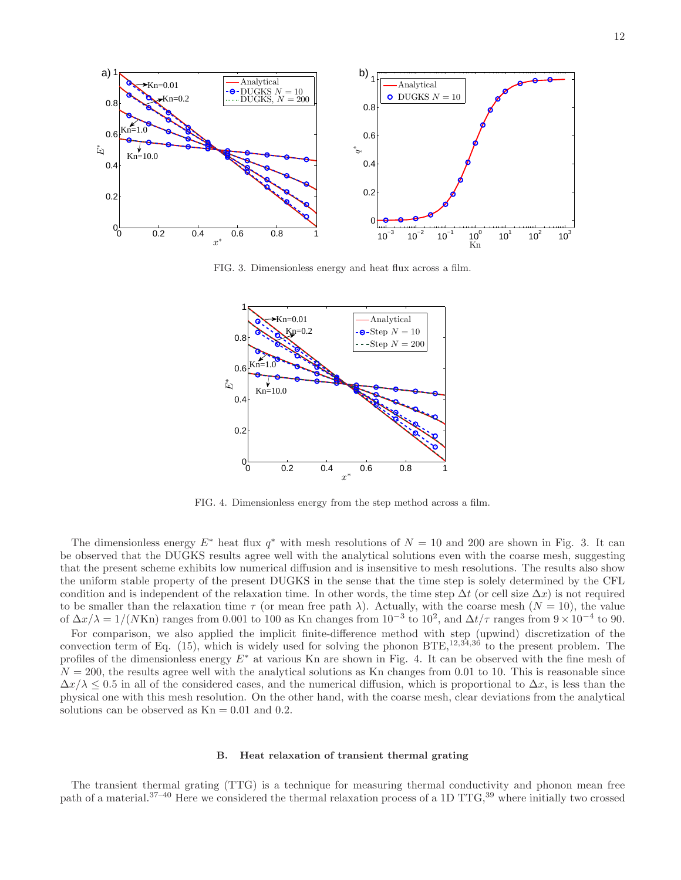FIG. 3. Dimensionless energy and heat flux across a film.

FIG. 4. Dimensionless energy from the step method across a film.

The dimensionless energy $E^*$ heat flux $q^*$ with mesh resolutions of $N = 10$ and 200 are shown in Fig. 3. It can be observed that the DUGKS results agree well with the analytical solutions even with the coarse mesh, suggesting that the present scheme exhibits low numerical diffusion and is insensitive to mesh resolutions. The results also show the uniform stable property of the present DUGKS in the sense that the time step is solely determined by the CFL condition and is independent of the relaxation time. In other words, the time step $\Delta t$ (or cell size $\Delta x$) is not required to be smaller than the relaxation time $\tau$ (or mean free path $\lambda$). Actually, with the coarse mesh ($N = 10$), the value of $\Delta x/\lambda = 1/(N\text{Kn})$ ranges from 0.001 to 100 as Kn changes from $10^{-3}$ to $10^2$, and $\Delta t/\tau$ ranges from $9 \times 10^{-4}$ to 90.

For comparison, we also applied the implicit finite-difference method with step (upwind) discretization of the convection term of Eq. (15), which is widely used for solving the phonon BTE,[12,34,36] to the present problem. The profiles of the dimensionless energy $E^*$ at various Kn are shown in Fig. 4. It can be observed with the fine mesh of $N = 200$, the results agree well with the analytical solutions as Kn changes from 0.01 to 10. This is reasonable since $\Delta x/\lambda \leq 0.5$ in all of the considered cases, and the numerical diffusion, which is proportional to $\Delta x$, is less than the physical one with this mesh resolution. On the other hand, with the coarse mesh, clear deviations from the analytical solutions can be observed as Kn = 0.01 and 0.2.

### B. Heat relaxation of transient thermal grating

The transient thermal grating (TTG) is a technique for measuring thermal conductivity and phonon mean free path of a material.[37–40] Here we considered the thermal relaxation process of a 1D TTG,[39] where initially two crossed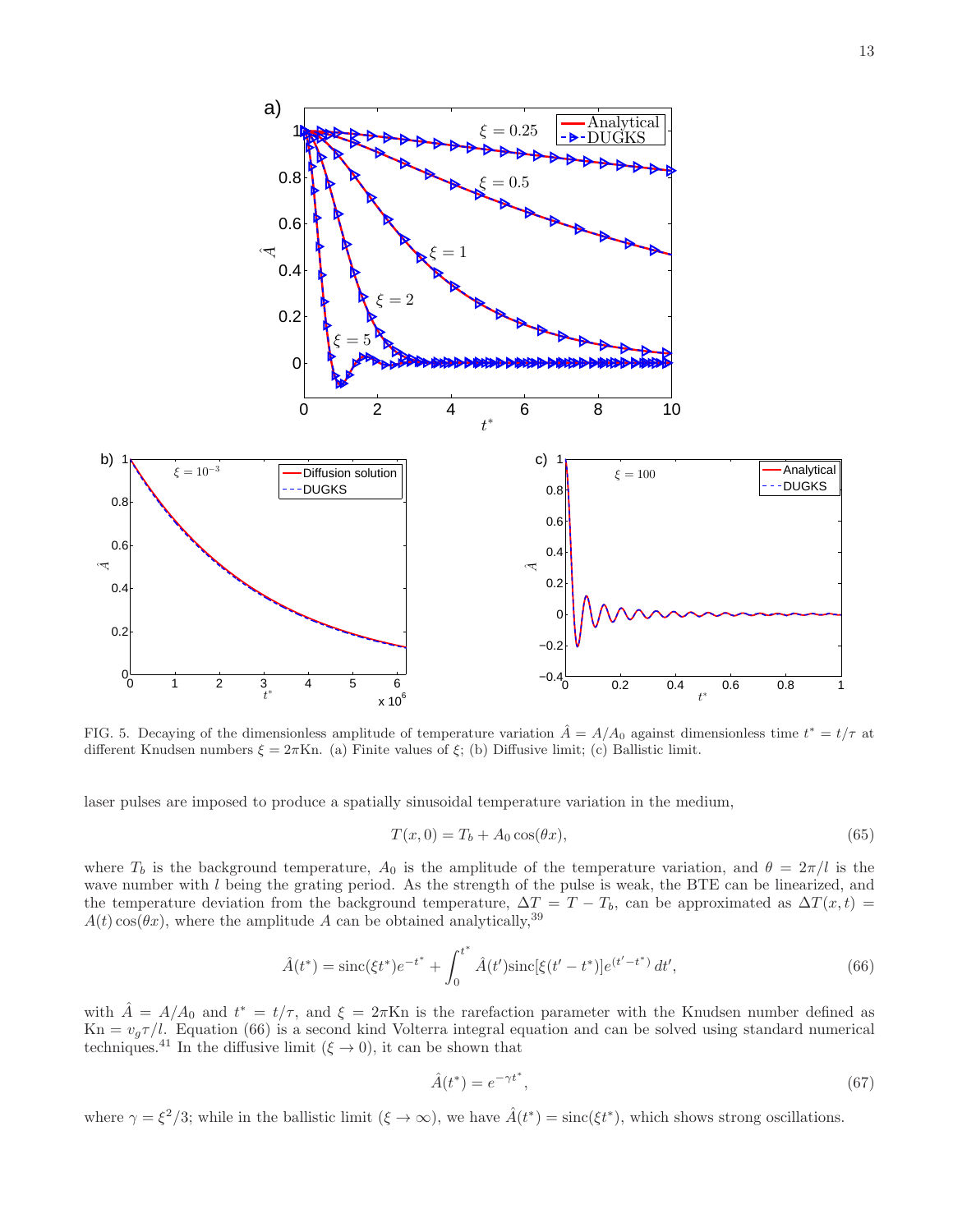FIG. 5. Decaying of the dimensionless amplitude of temperature variation $\hat{A} = A/A_0$ against dimensionless time $t^* = t/\tau$ at different Knudsen numbers $\xi = 2\pi\text{Kn}$. (a) Finite values of $\xi$; (b) Diffusive limit; (c) Ballistic limit.

laser pulses are imposed to produce a spatially sinusoidal temperature variation in the medium,

$$T(x, 0) = T_b + A_0 \cos(\theta x), \tag{65}$$

where $T_b$ is the background temperature, $A_0$ is the amplitude of the temperature variation, and $\theta = 2\pi/l$ is the wave number with $l$ being the grating period. As the strength of the pulse is weak, the BTE can be linearized, and the temperature deviation from the background temperature, $\Delta T = T - T_b$, can be approximated as $\Delta T(x, t) = A(t)\cos(\theta x)$, where the amplitude $A$ can be obtained analytically,[39]

$$\hat{A}(t^*) = \text{sinc}(\xi t^*)e^{-t^*} + \int_0^{t^*} \hat{A}(t')\text{sinc}[\xi(t' - t^*)]e^{(t'-t^*)}\, dt', \tag{66}$$

with $\hat{A} = A/A_0$ and $t^* = t/\tau$, and $\xi = 2\pi\text{Kn}$ is the rarefaction parameter with the Knudsen number defined as $\text{Kn} = v_g\tau/l$. Equation (66) is a second kind Volterra integral equation and can be solved using standard numerical techniques.[41] In the diffusive limit ($\xi \to 0$), it can be shown that

$$\hat{A}(t^*) = e^{-\gamma t^*}, \tag{67}$$

where $\gamma = \xi^2/3$; while in the ballistic limit ($\xi \to \infty$), we have $\hat{A}(t^*) = \text{sinc}(\xi t^*)$, which shows strong oscillations.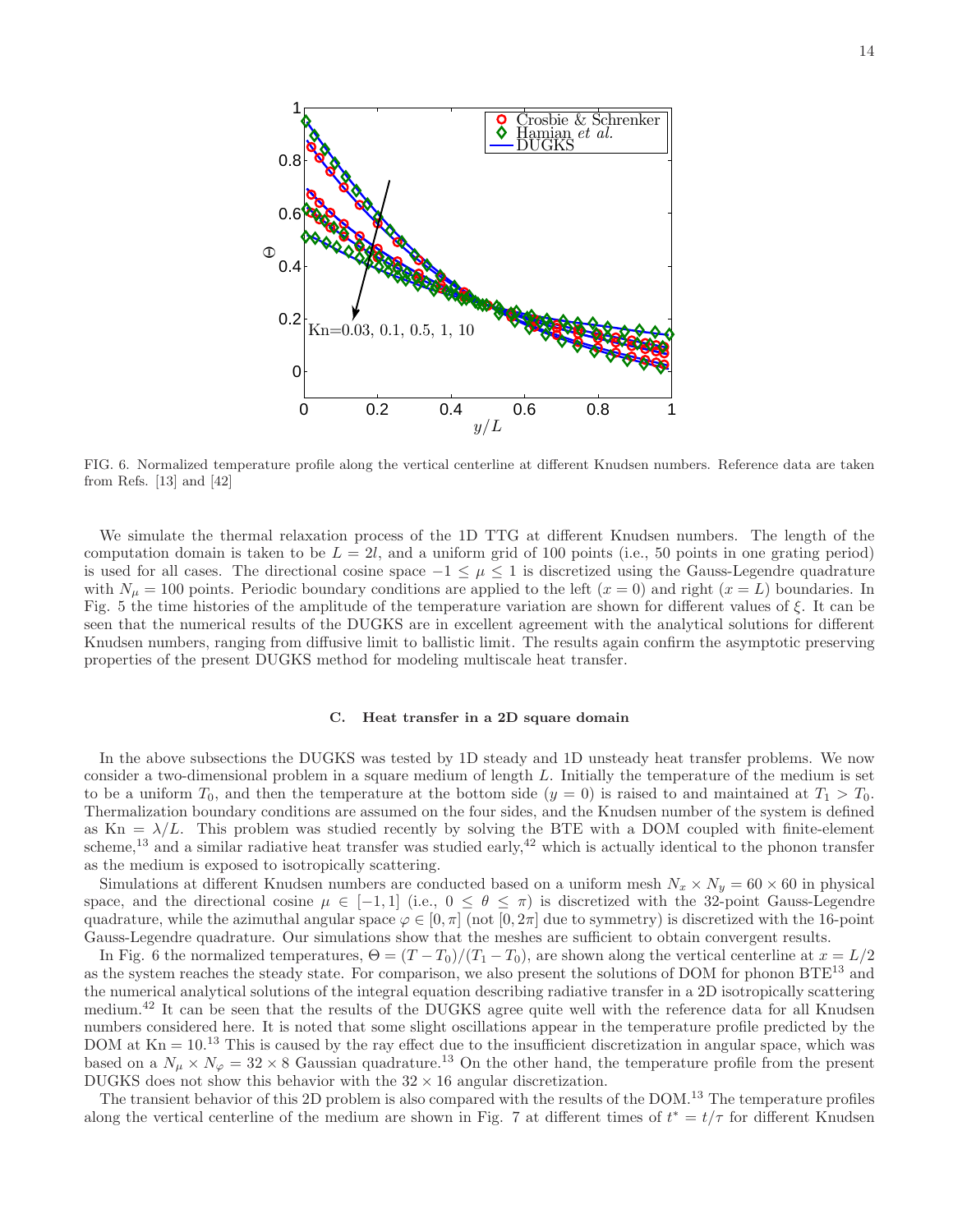FIG. 6. Normalized temperature profile along the vertical centerline at different Knudsen numbers. Reference data are taken from Refs. [13] and [42]

We simulate the thermal relaxation process of the 1D TTG at different Knudsen numbers. The length of the computation domain is taken to be $L = 2l$, and a uniform grid of 100 points (i.e., 50 points in one grating period) is used for all cases. The directional cosine space $-1 \le \mu \le 1$ is discretized using the Gauss-Legendre quadrature with $N_\mu = 100$ points. Periodic boundary conditions are applied to the left ($x = 0$) and right ($x = L$) boundaries. In Fig. 5 the time histories of the amplitude of the temperature variation are shown for different values of $\xi$. It can be seen that the numerical results of the DUGKS are in excellent agreement with the analytical solutions for different Knudsen numbers, ranging from diffusive limit to ballistic limit. The results again confirm the asymptotic preserving properties of the present DUGKS method for modeling multiscale heat transfer.

### C. Heat transfer in a 2D square domain

In the above subsections the DUGKS was tested by 1D steady and 1D unsteady heat transfer problems. We now consider a two-dimensional problem in a square medium of length $L$. Initially the temperature of the medium is set to be a uniform $T_0$, and then the temperature at the bottom side ($y = 0$) is raised to and maintained at $T_1 > T_0$. Thermalization boundary conditions are assumed on the four sides, and the Knudsen number of the system is defined as $\mathrm{Kn} = \lambda/L$. This problem was studied recently by solving the BTE with a DOM coupled with finite-element scheme,[13] and a similar radiative heat transfer was studied early,[42] which is actually identical to the phonon transfer as the medium is exposed to isotropically scattering.

Simulations at different Knudsen numbers are conducted based on a uniform mesh $N_x \times N_y = 60 \times 60$ in physical space, and the directional cosine $\mu \in [-1, 1]$ (i.e., $0 \le \theta \le \pi$) is discretized with the 32-point Gauss-Legendre quadrature, while the azimuthal angular space $\varphi \in [0, \pi]$ (not $[0, 2\pi]$ due to symmetry) is discretized with the 16-point Gauss-Legendre quadrature. Our simulations show that the meshes are sufficient to obtain convergent results.

In Fig. 6 the normalized temperatures, $\Theta = (T - T_0)/(T_1 - T_0)$, are shown along the vertical centerline at $x = L/2$ as the system reaches the steady state. For comparison, we also present the solutions of DOM for phonon BTE[13] and the numerical analytical solutions of the integral equation describing radiative transfer in a 2D isotropically scattering medium.[42] It can be seen that the results of the DUGKS agree quite well with the reference data for all Knudsen numbers considered here. It is noted that some slight oscillations appear in the temperature profile predicted by the DOM at $\mathrm{Kn} = 10$.[13] This is caused by the ray effect due to the insufficient discretization in angular space, which was based on a $N_\mu \times N_\varphi = 32 \times 8$ Gaussian quadrature.[13] On the other hand, the temperature profile from the present DUGKS does not show this behavior with the $32 \times 16$ angular discretization.

The transient behavior of this 2D problem is also compared with the results of the DOM.[13] The temperature profiles along the vertical centerline of the medium are shown in Fig. 7 at different times of $t^* = t/\tau$ for different Knudsen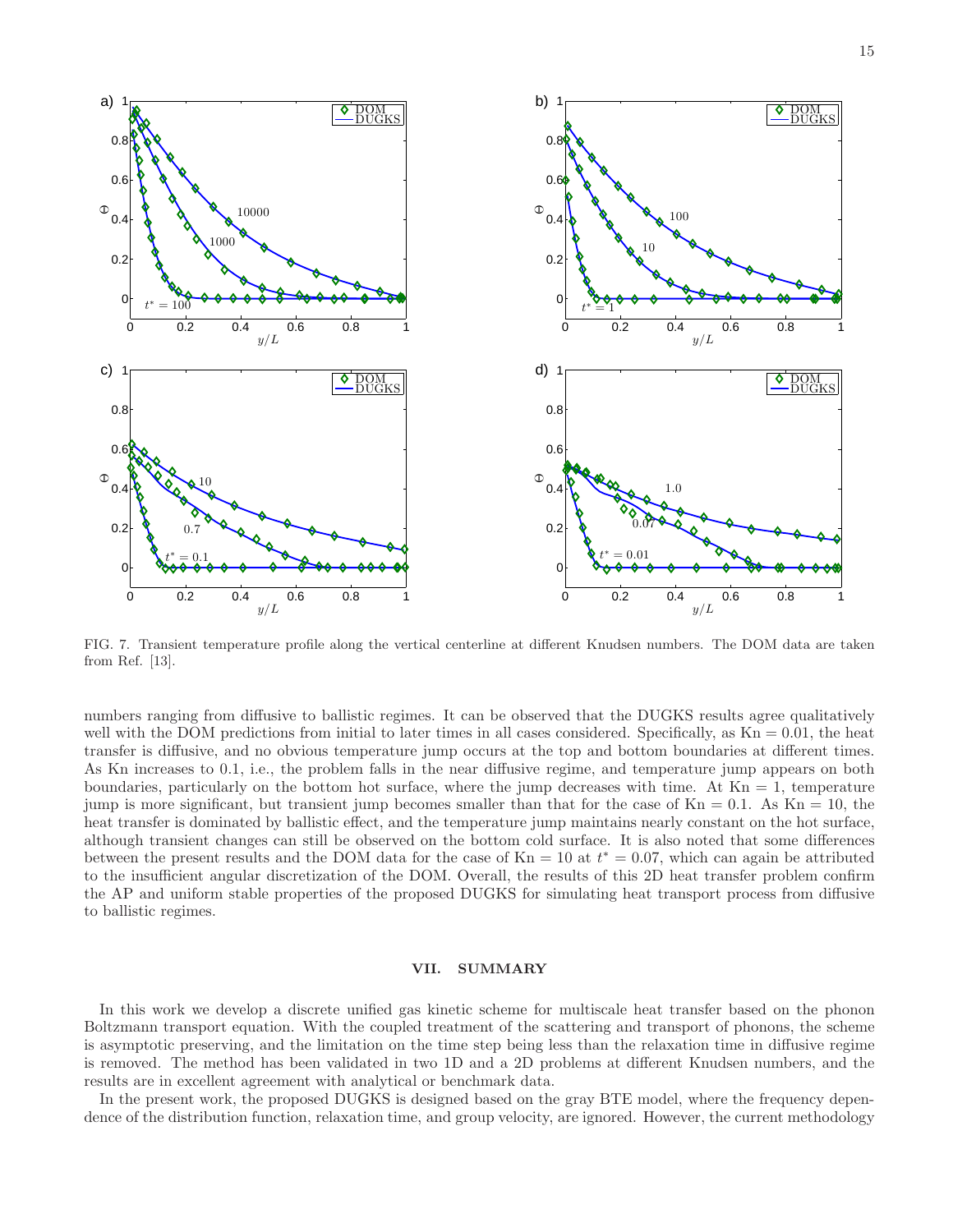FIG. 7. Transient temperature profile along the vertical centerline at different Knudsen numbers. The DOM data are taken from Ref. [13].

numbers ranging from diffusive to ballistic regimes. It can be observed that the DUGKS results agree qualitatively well with the DOM predictions from initial to later times in all cases considered. Specifically, as $\mathrm{Kn} = 0.01$, the heat transfer is diffusive, and no obvious temperature jump occurs at the top and bottom boundaries at different times. As Kn increases to 0.1, i.e., the problem falls in the near diffusive regime, and temperature jump appears on both boundaries, particularly on the bottom hot surface, where the jump decreases with time. At $\mathrm{Kn} = 1$, temperature jump is more significant, but transient jump becomes smaller than that for the case of $\mathrm{Kn} = 0.1$. As $\mathrm{Kn} = 10$, the heat transfer is dominated by ballistic effect, and the temperature jump maintains nearly constant on the hot surface, although transient changes can still be observed on the bottom cold surface. It is also noted that some differences between the present results and the DOM data for the case of $\mathrm{Kn} = 10$ at $t^* = 0.07$, which can again be attributed to the insufficient angular discretization of the DOM. Overall, the results of this 2D heat transfer problem confirm the AP and uniform stable properties of the proposed DUGKS for simulating heat transport process from diffusive to ballistic regimes.

## VII. SUMMARY

In this work we develop a discrete unified gas kinetic scheme for multiscale heat transfer based on the phonon Boltzmann transport equation. With the coupled treatment of the scattering and transport of phonons, the scheme is asymptotic preserving, and the limitation on the time step being less than the relaxation time in diffusive regime is removed. The method has been validated in two 1D and a 2D problems at different Knudsen numbers, and the results are in excellent agreement with analytical or benchmark data.

In the present work, the proposed DUGKS is designed based on the gray BTE model, where the frequency dependence of the distribution function, relaxation time, and group velocity, are ignored. However, the current methodology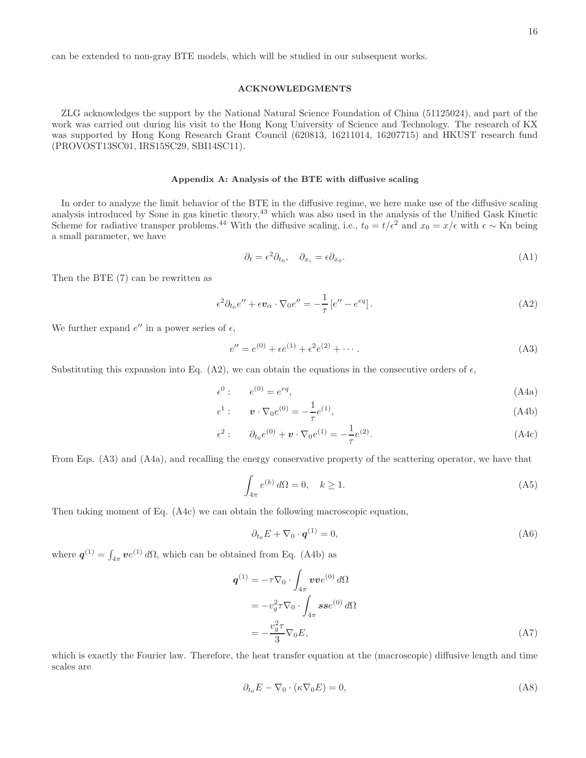can be extended to non-gray BTE models, which will be studied in our subsequent works.

## ACKNOWLEDGMENTS

ZLG acknowledges the support by the National Natural Science Foundation of China (51125024), and part of the work was carried out during his visit to the Hong Kong University of Science and Technology. The research of KX was supported by Hong Kong Research Grant Council (620813, 16211014, 16207715) and HKUST research fund (PROVOST13SC01, IRS15SC29, SBI14SC11).

### Appendix A: Analysis of the BTE with diffusive scaling

In order to analyze the limit behavior of the BTE in the diffusive regime, we here make use of the diffusive scaling analysis introduced by Sone in gas kinetic theory,[43] which was also used in the analysis of the Unified Gask Kinetic Scheme for radiative transper problems.[44] With the diffusive scaling, i.e., $t_0 = t/\epsilon^2$ and $x_0 = x/\epsilon$ with $\epsilon \sim \text{Kn}$ being a small parameter, we have

$$\partial_t = \epsilon^2 \partial_{t_0}, \quad \partial_{x_i} = \epsilon \partial_{x_0}. \tag{A1}$$

Then the BTE (7) can be rewritten as

$$\epsilon^2 \partial_{t_0} e'' + \epsilon \boldsymbol{v}_\alpha \cdot \nabla_0 e'' = -\frac{1}{\tau}\left[e'' - e^{eq}\right]. \tag{A2}$$

We further expand $e''$ in a power series of $\epsilon$,

$$e'' = e^{(0)} + \epsilon e^{(1)} + \epsilon^2 e^{(2)} + \cdots. \tag{A3}$$

Substituting this expansion into Eq. (A2), we can obtain the equations in the consecutive orders of $\epsilon$,

$$\epsilon^0: \qquad e^{(0)} = e^{eq}, \tag{A4a}$$

$$\epsilon^1: \qquad \boldsymbol{v} \cdot \nabla_0 e^{(0)} = -\frac{1}{\tau} e^{(1)}, \tag{A4b}$$

$$\epsilon^2: \qquad \partial_{t_0} e^{(0)} + \boldsymbol{v} \cdot \nabla_0 e^{(1)} = -\frac{1}{\tau} e^{(2)}. \tag{A4c}$$

From Eqs. (A3) and (A4a), and recalling the energy conservative property of the scattering operator, we have that

$$\int_{4\pi} e^{(k)}\, d\Omega = 0, \quad k \geq 1. \tag{A5}$$

Then taking moment of Eq. (A4c) we can obtain the following macroscopic equation,

$$\partial_{t_0} E + \nabla_0 \cdot \boldsymbol{q}^{(1)} = 0, \tag{A6}$$

where $\boldsymbol{q}^{(1)} = \int_{4\pi} \boldsymbol{v} e^{(1)}\, d\Omega$, which can be obtained from Eq. (A4b) as

$$\begin{aligned}
\boldsymbol{q}^{(1)} &= -\tau \nabla_0 \cdot \int_{4\pi} \boldsymbol{v}\boldsymbol{v} e^{(0)}\, d\Omega \\
&= -v_g^2 \tau \nabla_0 \cdot \int_{4\pi} \boldsymbol{s}\boldsymbol{s} e^{(0)}\, d\Omega \\
&= -\frac{v_g^2 \tau}{3} \nabla_0 E,
\end{aligned} \tag{A7}$$

which is exactly the Fourier law. Therefore, the heat transfer equation at the (macroscopic) diffusive length and time scales are

$$\partial_{t_0} E - \nabla_0 \cdot (\kappa \nabla_0 E) = 0, \tag{A8}$$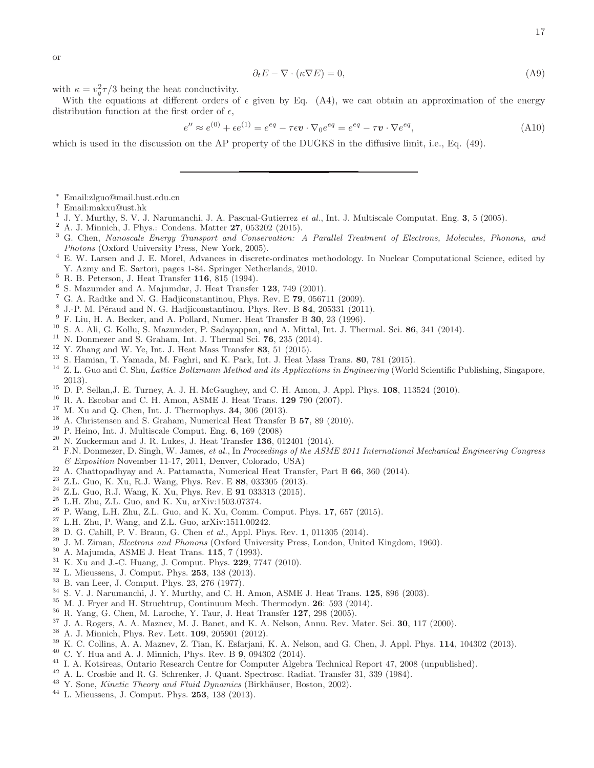or

$$\partial_t E - \nabla \cdot (\kappa \nabla E) = 0, \tag{A9}$$

with $\kappa = v_g^2 \tau/3$ being the heat conductivity.

With the equations at different orders of $\epsilon$ given by Eq. (A4), we can obtain an approximation of the energy distribution function at the first order of $\epsilon$,

$$e'' \approx e^{(0)} + \epsilon e^{(1)} = e^{eq} - \tau\epsilon \boldsymbol{v} \cdot \nabla_0 e^{eq} = e^{eq} - \tau \boldsymbol{v} \cdot \nabla e^{eq}, \tag{A10}$$

which is used in the discussion on the AP property of the DUGKS in the diffusive limit, i.e., Eq. (49).

---

[*] Email:zlguo@mail.hust.edu.cn

[†] Email:makxu@ust.hk

[1] J. Y. Murthy, S. V. J. Narumanchi, J. A. Pascual-Gutierrez *et al.*, Int. J. Multiscale Computat. Eng. **3**, 5 (2005).

[2] A. J. Minnich, J. Phys.: Condens. Matter **27**, 053202 (2015).

[3] G. Chen, *Nanoscale Energy Transport and Conservation: A Parallel Treatment of Electrons, Molecules, Phonons, and Photons* (Oxford University Press, New York, 2005).

[4] E. W. Larsen and J. E. Morel, Advances in discrete-ordinates methodology. In Nuclear Computational Science, edited by Y. Azmy and E. Sartori, pages 1-84. Springer Netherlands, 2010.

[5] R. B. Peterson, J. Heat Transfer **116**, 815 (1994).

[6] S. Mazumder and A. Majumdar, J. Heat Transfer **123**, 749 (2001).

[7] G. A. Radtke and N. G. Hadjiconstantinou, Phys. Rev. E **79**, 056711 (2009).

[8] J.-P. M. Péraud and N. G. Hadjiconstantinou, Phys. Rev. B **84**, 205331 (2011).

[9] F. Liu, H. A. Becker, and A. Pollard, Numer. Heat Transfer B **30**, 23 (1996).

[10] S. A. Ali, G. Kollu, S. Mazumder, P. Sadayappan, and A. Mittal, Int. J. Thermal. Sci. **86**, 341 (2014).

[11] N. Donmezer and S. Graham, Int. J. Thermal Sci. **76**, 235 (2014).

[12] Y. Zhang and W. Ye, Int. J. Heat Mass Transfer **83**, 51 (2015).

[13] S. Hamian, T. Yamada, M. Faghri, and K. Park, Int. J. Heat Mass Trans. **80**, 781 (2015).

[14] Z. L. Guo and C. Shu, *Lattice Boltzmann Method and its Applications in Engineering* (World Scientific Publishing, Singapore, 2013).

[15] D. P. Sellan,J. E. Turney, A. J. H. McGaughey, and C. H. Amon, J. Appl. Phys. **108**, 113524 (2010).

[16] R. A. Escobar and C. H. Amon, ASME J. Heat Trans. **129** 790 (2007).

[17] M. Xu and Q. Chen, Int. J. Thermophys. **34**, 306 (2013).

[18] A. Christensen and S. Graham, Numerical Heat Transfer B **57**, 89 (2010).

[19] P. Heino, Int. J. Multiscale Comput. Eng. **6**, 169 (2008)

[20] N. Zuckerman and J. R. Lukes, J. Heat Transfer **136**, 012401 (2014).

[21] F.N. Donmezer, D. Singh, W. James, *et al.*, In *Proceedings of the ASME 2011 International Mechanical Engineering Congress & Exposition* November 11-17, 2011, Denver, Colorado, USA)

[22] A. Chattopadhyay and A. Pattamatta, Numerical Heat Transfer, Part B **66**, 360 (2014).

[23] Z.L. Guo, K. Xu, R.J. Wang, Phys. Rev. E **88**, 033305 (2013).

[24] Z.L. Guo, R.J. Wang, K. Xu, Phys. Rev. E **91** 033313 (2015).

[25] L.H. Zhu, Z.L. Guo, and K. Xu, arXiv:1503.07374.

[26] P. Wang, L.H. Zhu, Z.L. Guo, and K. Xu, Comm. Comput. Phys. **17**, 657 (2015).

[27] L.H. Zhu, P. Wang, and Z.L. Guo, arXiv:1511.00242.

[28] D. G. Cahill, P. V. Braun, G. Chen *et al.*, Appl. Phys. Rev. **1**, 011305 (2014).

[29] J. M. Ziman, *Electrons and Phonons* (Oxford University Press, London, United Kingdom, 1960).

[30] A. Majumda, ASME J. Heat Trans. **115**, 7 (1993).

[31] K. Xu and J.-C. Huang, J. Comput. Phys. **229**, 7747 (2010).

[32] L. Mieussens, J. Comput. Phys. **253**, 138 (2013).

[33] B. van Leer, J. Comput. Phys. 23, 276 (1977).

[34] S. V. J. Narumanchi, J. Y. Murthy, and C. H. Amon, ASME J. Heat Trans. **125**, 896 (2003).

[35] M. J. Fryer and H. Struchtrup, Continuum Mech. Thermodyn. **26**: 593 (2014).

[36] R. Yang, G. Chen, M. Laroche, Y. Taur, J. Heat Transfer **127**, 298 (2005).

[37] J. A. Rogers, A. A. Maznev, M. J. Banet, and K. A. Nelson, Annu. Rev. Mater. Sci. **30**, 117 (2000).

[38] A. J. Minnich, Phys. Rev. Lett. **109**, 205901 (2012).

[39] K. C. Collins, A. A. Maznev, Z. Tian, K. Esfarjani, K. A. Nelson, and G. Chen, J. Appl. Phys. **114**, 104302 (2013).

[40] C. Y. Hua and A. J. Minnich, Phys. Rev. B **9**, 094302 (2014).

[41] I. A. Kotsireas, Ontario Research Centre for Computer Algebra Technical Report 47, 2008 (unpublished).

[42] A. L. Crosbie and R. G. Schrenker, J. Quant. Spectrosc. Radiat. Transfer 31, 339 (1984).

[43] Y. Sone, *Kinetic Theory and Fluid Dynamics* (Birkhäuser, Boston, 2002).

[44] L. Mieussens, J. Comput. Phys. **253**, 138 (2013).